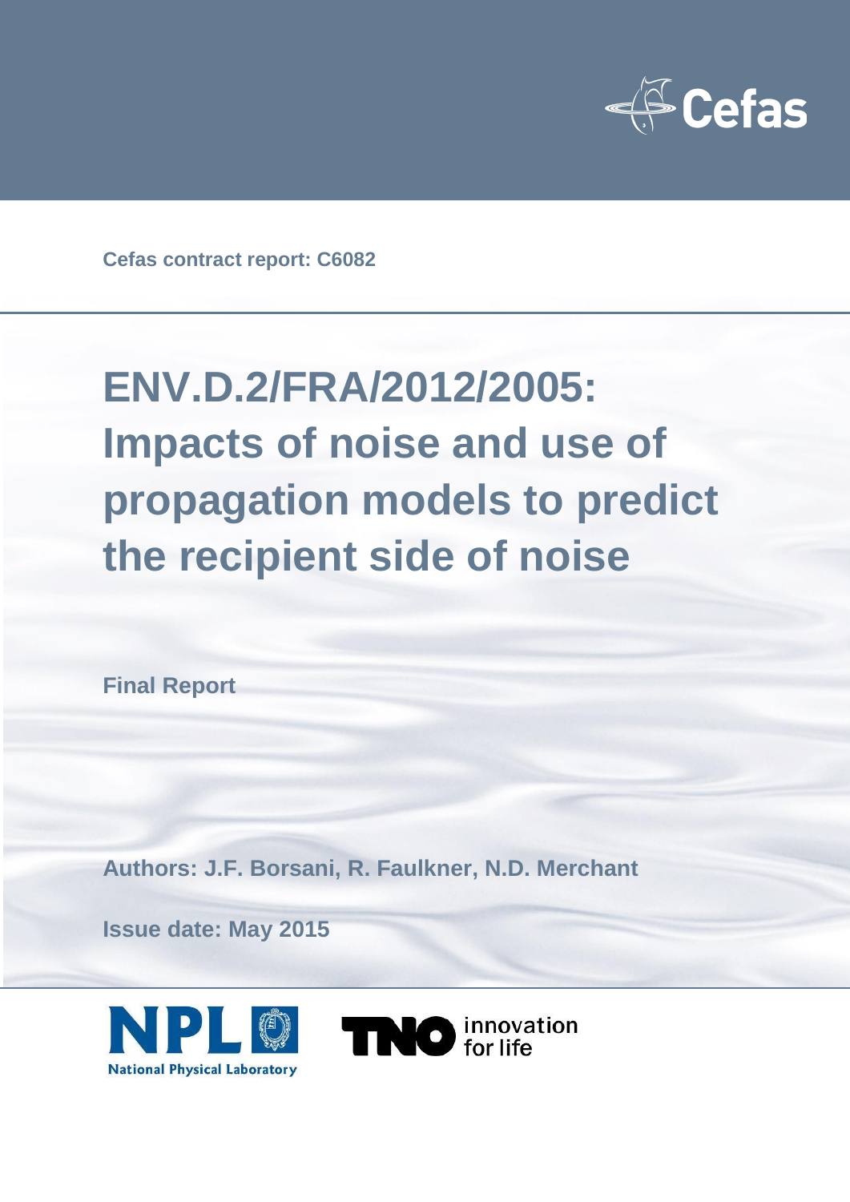Cefas contract report: C6082

# ENV.D.2/FRA/2012/2005: Impacts of noise and use of propagation models to predict the recipient side of noise

**Final Report**

**Authors: J.F. Borsani, R. Faulkner, N.D. Merchant**

**Issue date: May 2015**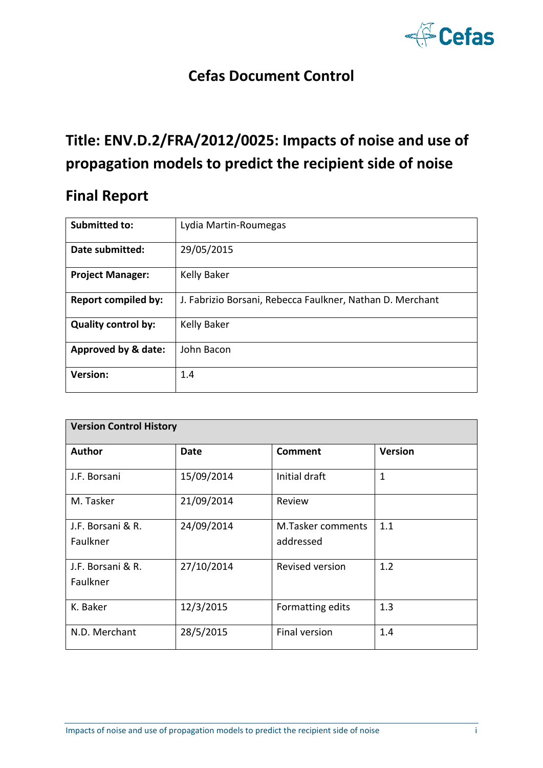# Cefas Document Control

## Title: ENV.D.2/FRA/2012/0025: Impacts of noise and use of propagation models to predict the recipient side of noise

## Final Report

| **Submitted to:** | Lydia Martin-Roumegas |
|---|---|
| **Date submitted:** | 29/05/2015 |
| **Project Manager:** | Kelly Baker |
| **Report compiled by:** | J. Fabrizio Borsani, Rebecca Faulkner, Nathan D. Merchant |
| **Quality control by:** | Kelly Baker |
| **Approved by & date:** | John Bacon |
| **Version:** | 1.4 |

| **Version Control History** | | | |
|---|---|---|---|
| **Author** | **Date** | **Comment** | **Version** |
| J.F. Borsani | 15/09/2014 | Initial draft | 1 |
| M. Tasker | 21/09/2014 | Review | |
| J.F. Borsani & R. Faulkner | 24/09/2014 | M.Tasker comments addressed | 1.1 |
| J.F. Borsani & R. Faulkner | 27/10/2014 | Revised version | 1.2 |
| K. Baker | 12/3/2015 | Formatting edits | 1.3 |
| N.D. Merchant | 28/5/2015 | Final version | 1.4 |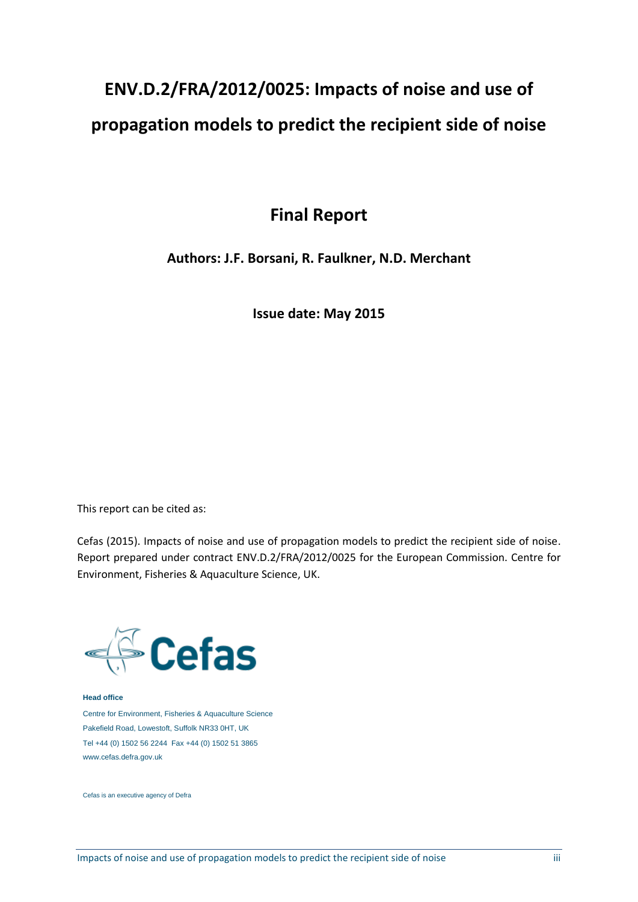# ENV.D.2/FRA/2012/0025: Impacts of noise and use of propagation models to predict the recipient side of noise

## Final Report

**Authors: J.F. Borsani, R. Faulkner, N.D. Merchant**

**Issue date: May 2015**

This report can be cited as:

Cefas (2015). Impacts of noise and use of propagation models to predict the recipient side of noise. Report prepared under contract ENV.D.2/FRA/2012/0025 for the European Commission. Centre for Environment, Fisheries & Aquaculture Science, UK.

Cefas

**Head office**

Centre for Environment, Fisheries & Aquaculture Science
Pakefield Road, Lowestoft, Suffolk NR33 0HT, UK
Tel +44 (0) 1502 56 2244 Fax +44 (0) 1502 51 3865
www.cefas.defra.gov.uk

Cefas is an executive agency of Defra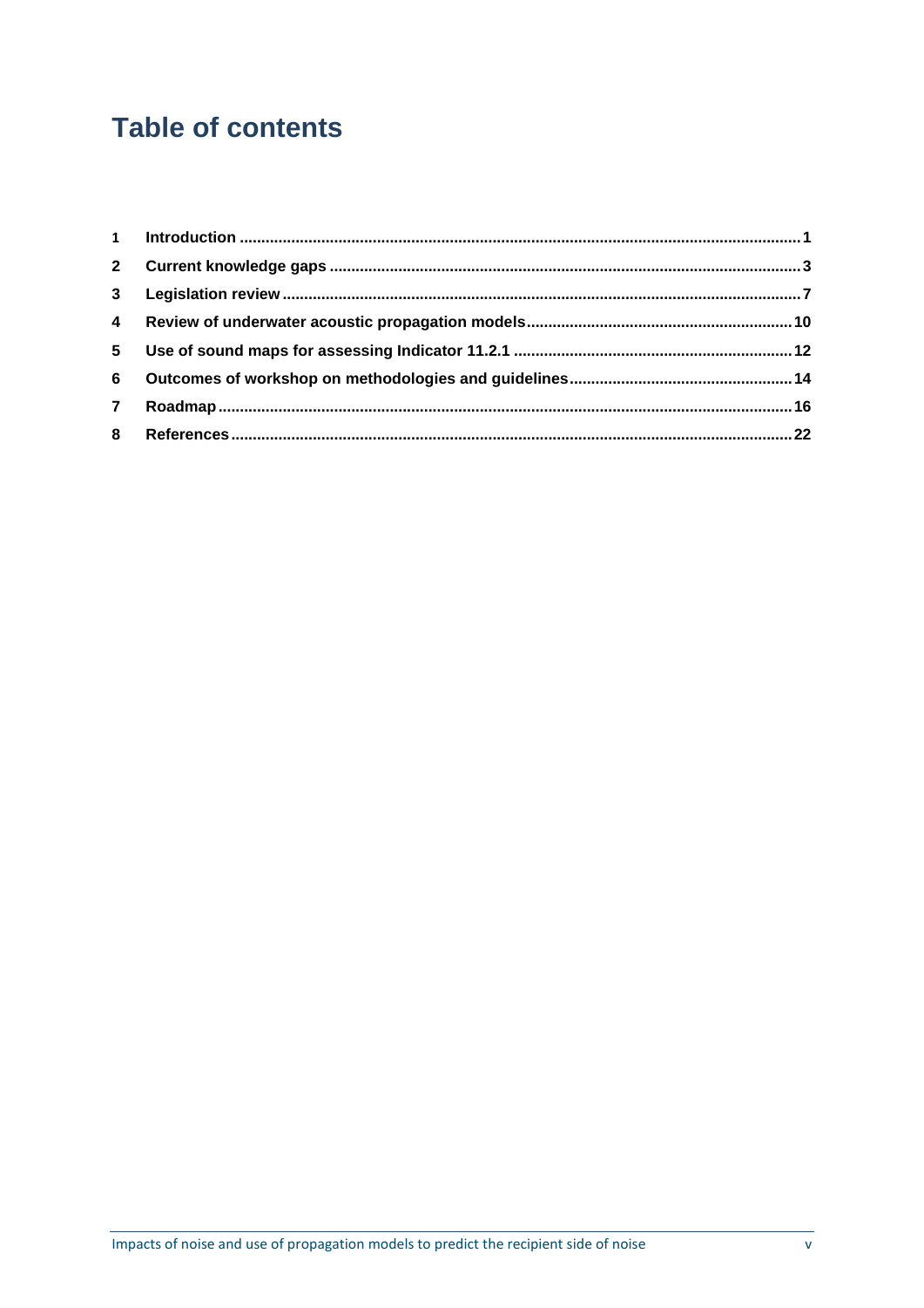# Table of contents

| | | |
|---|---|---|
| 1 | Introduction | 1 |
| 2 | Current knowledge gaps | 3 |
| 3 | Legislation review | 7 |
| 4 | Review of underwater acoustic propagation models | 10 |
| 5 | Use of sound maps for assessing Indicator 11.2.1 | 12 |
| 6 | Outcomes of workshop on methodologies and guidelines | 14 |
| 7 | Roadmap | 16 |
| 8 | References | 22 |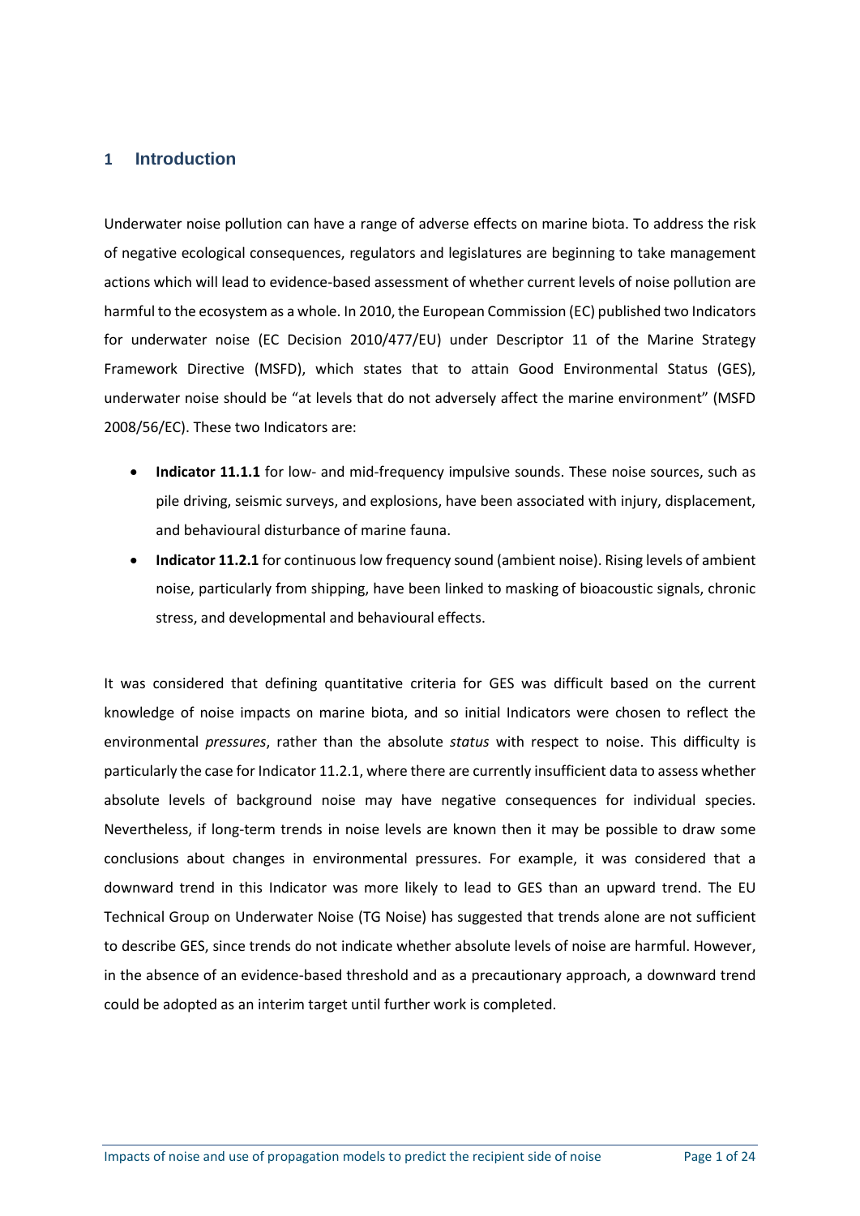# 1 Introduction

Underwater noise pollution can have a range of adverse effects on marine biota. To address the risk of negative ecological consequences, regulators and legislatures are beginning to take management actions which will lead to evidence-based assessment of whether current levels of noise pollution are harmful to the ecosystem as a whole. In 2010, the European Commission (EC) published two Indicators for underwater noise (EC Decision 2010/477/EU) under Descriptor 11 of the Marine Strategy Framework Directive (MSFD), which states that to attain Good Environmental Status (GES), underwater noise should be "at levels that do not adversely affect the marine environment" (MSFD 2008/56/EC). These two Indicators are:

- **Indicator 11.1.1** for low- and mid-frequency impulsive sounds. These noise sources, such as pile driving, seismic surveys, and explosions, have been associated with injury, displacement, and behavioural disturbance of marine fauna.
- **Indicator 11.2.1** for continuous low frequency sound (ambient noise). Rising levels of ambient noise, particularly from shipping, have been linked to masking of bioacoustic signals, chronic stress, and developmental and behavioural effects.

It was considered that defining quantitative criteria for GES was difficult based on the current knowledge of noise impacts on marine biota, and so initial Indicators were chosen to reflect the environmental *pressures*, rather than the absolute *status* with respect to noise. This difficulty is particularly the case for Indicator 11.2.1, where there are currently insufficient data to assess whether absolute levels of background noise may have negative consequences for individual species. Nevertheless, if long-term trends in noise levels are known then it may be possible to draw some conclusions about changes in environmental pressures. For example, it was considered that a downward trend in this Indicator was more likely to lead to GES than an upward trend. The EU Technical Group on Underwater Noise (TG Noise) has suggested that trends alone are not sufficient to describe GES, since trends do not indicate whether absolute levels of noise are harmful. However, in the absence of an evidence-based threshold and as a precautionary approach, a downward trend could be adopted as an interim target until further work is completed.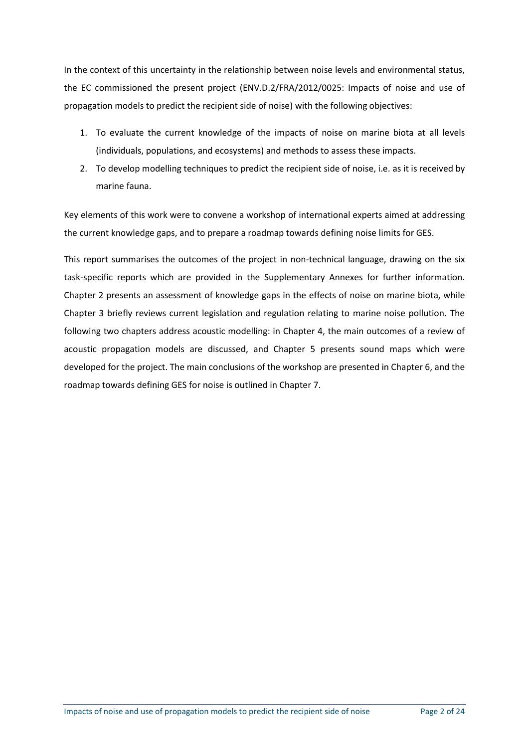In the context of this uncertainty in the relationship between noise levels and environmental status, the EC commissioned the present project (ENV.D.2/FRA/2012/0025: Impacts of noise and use of propagation models to predict the recipient side of noise) with the following objectives:

1. To evaluate the current knowledge of the impacts of noise on marine biota at all levels (individuals, populations, and ecosystems) and methods to assess these impacts.
2. To develop modelling techniques to predict the recipient side of noise, i.e. as it is received by marine fauna.

Key elements of this work were to convene a workshop of international experts aimed at addressing the current knowledge gaps, and to prepare a roadmap towards defining noise limits for GES.

This report summarises the outcomes of the project in non-technical language, drawing on the six task-specific reports which are provided in the Supplementary Annexes for further information. Chapter 2 presents an assessment of knowledge gaps in the effects of noise on marine biota, while Chapter 3 briefly reviews current legislation and regulation relating to marine noise pollution. The following two chapters address acoustic modelling: in Chapter 4, the main outcomes of a review of acoustic propagation models are discussed, and Chapter 5 presents sound maps which were developed for the project. The main conclusions of the workshop are presented in Chapter 6, and the roadmap towards defining GES for noise is outlined in Chapter 7.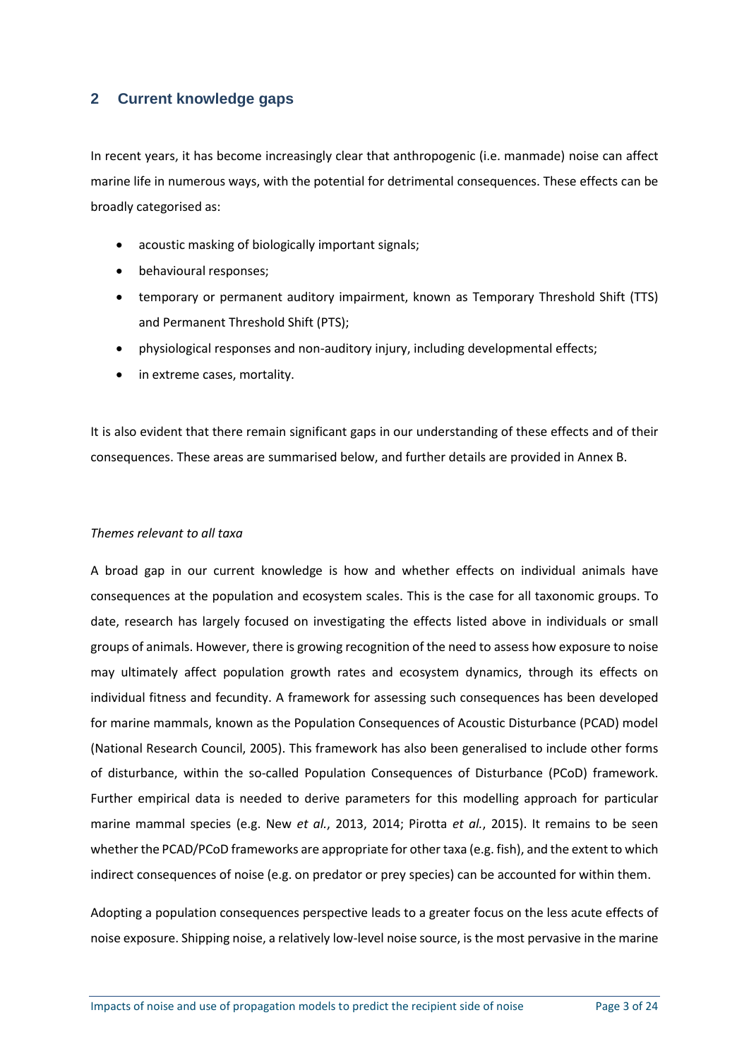## 2 Current knowledge gaps

In recent years, it has become increasingly clear that anthropogenic (i.e. manmade) noise can affect marine life in numerous ways, with the potential for detrimental consequences. These effects can be broadly categorised as:

- acoustic masking of biologically important signals;
- behavioural responses;
- temporary or permanent auditory impairment, known as Temporary Threshold Shift (TTS) and Permanent Threshold Shift (PTS);
- physiological responses and non-auditory injury, including developmental effects;
- in extreme cases, mortality.

It is also evident that there remain significant gaps in our understanding of these effects and of their consequences. These areas are summarised below, and further details are provided in Annex B.

*Themes relevant to all taxa*

A broad gap in our current knowledge is how and whether effects on individual animals have consequences at the population and ecosystem scales. This is the case for all taxonomic groups. To date, research has largely focused on investigating the effects listed above in individuals or small groups of animals. However, there is growing recognition of the need to assess how exposure to noise may ultimately affect population growth rates and ecosystem dynamics, through its effects on individual fitness and fecundity. A framework for assessing such consequences has been developed for marine mammals, known as the Population Consequences of Acoustic Disturbance (PCAD) model (National Research Council, 2005). This framework has also been generalised to include other forms of disturbance, within the so-called Population Consequences of Disturbance (PCoD) framework. Further empirical data is needed to derive parameters for this modelling approach for particular marine mammal species (e.g. New *et al.*, 2013, 2014; Pirotta *et al.*, 2015). It remains to be seen whether the PCAD/PCoD frameworks are appropriate for other taxa (e.g. fish), and the extent to which indirect consequences of noise (e.g. on predator or prey species) can be accounted for within them.

Adopting a population consequences perspective leads to a greater focus on the less acute effects of noise exposure. Shipping noise, a relatively low-level noise source, is the most pervasive in the marine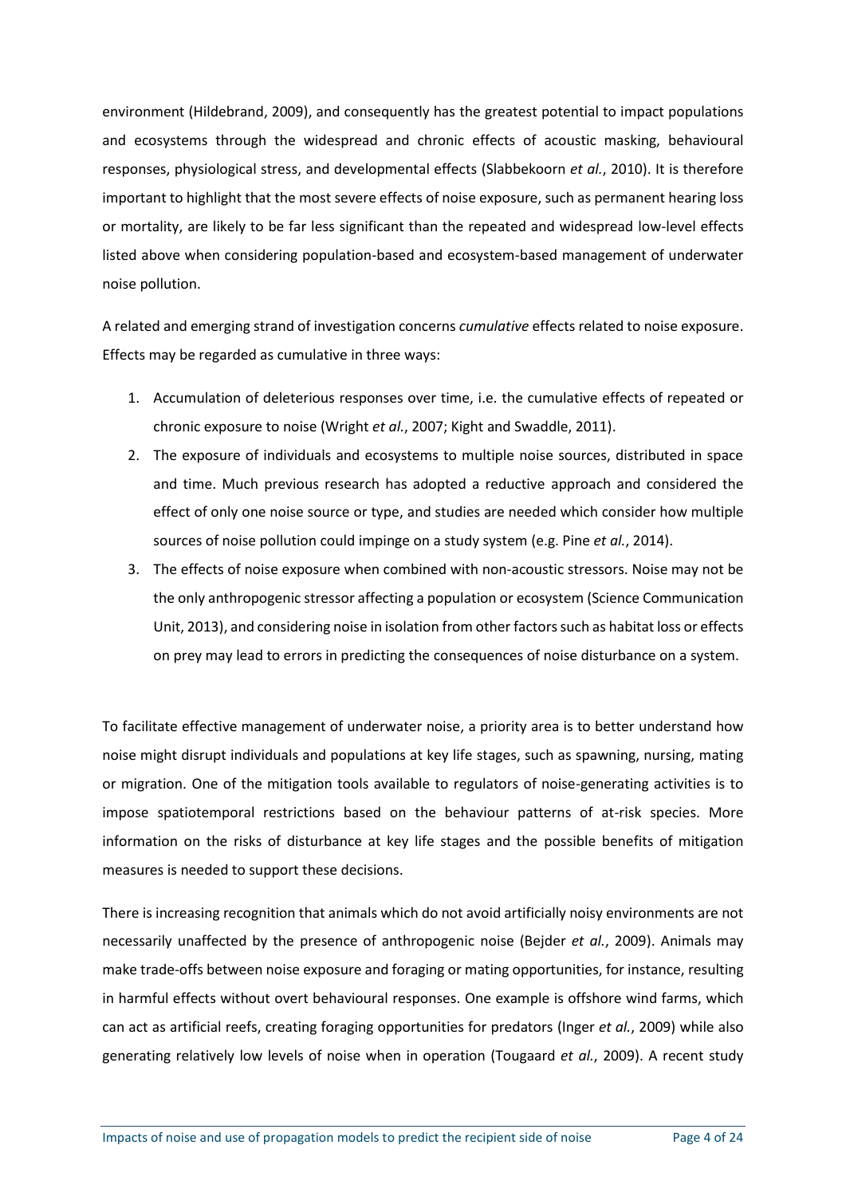environment (Hildebrand, 2009), and consequently has the greatest potential to impact populations and ecosystems through the widespread and chronic effects of acoustic masking, behavioural responses, physiological stress, and developmental effects (Slabbekoorn *et al.*, 2010). It is therefore important to highlight that the most severe effects of noise exposure, such as permanent hearing loss or mortality, are likely to be far less significant than the repeated and widespread low-level effects listed above when considering population-based and ecosystem-based management of underwater noise pollution.

A related and emerging strand of investigation concerns *cumulative* effects related to noise exposure. Effects may be regarded as cumulative in three ways:

1. Accumulation of deleterious responses over time, i.e. the cumulative effects of repeated or chronic exposure to noise (Wright *et al.*, 2007; Kight and Swaddle, 2011).
2. The exposure of individuals and ecosystems to multiple noise sources, distributed in space and time. Much previous research has adopted a reductive approach and considered the effect of only one noise source or type, and studies are needed which consider how multiple sources of noise pollution could impinge on a study system (e.g. Pine *et al.*, 2014).
3. The effects of noise exposure when combined with non-acoustic stressors. Noise may not be the only anthropogenic stressor affecting a population or ecosystem (Science Communication Unit, 2013), and considering noise in isolation from other factors such as habitat loss or effects on prey may lead to errors in predicting the consequences of noise disturbance on a system.

To facilitate effective management of underwater noise, a priority area is to better understand how noise might disrupt individuals and populations at key life stages, such as spawning, nursing, mating or migration. One of the mitigation tools available to regulators of noise-generating activities is to impose spatiotemporal restrictions based on the behaviour patterns of at-risk species. More information on the risks of disturbance at key life stages and the possible benefits of mitigation measures is needed to support these decisions.

There is increasing recognition that animals which do not avoid artificially noisy environments are not necessarily unaffected by the presence of anthropogenic noise (Bejder *et al.*, 2009). Animals may make trade-offs between noise exposure and foraging or mating opportunities, for instance, resulting in harmful effects without overt behavioural responses. One example is offshore wind farms, which can act as artificial reefs, creating foraging opportunities for predators (Inger *et al.*, 2009) while also generating relatively low levels of noise when in operation (Tougaard *et al.*, 2009). A recent study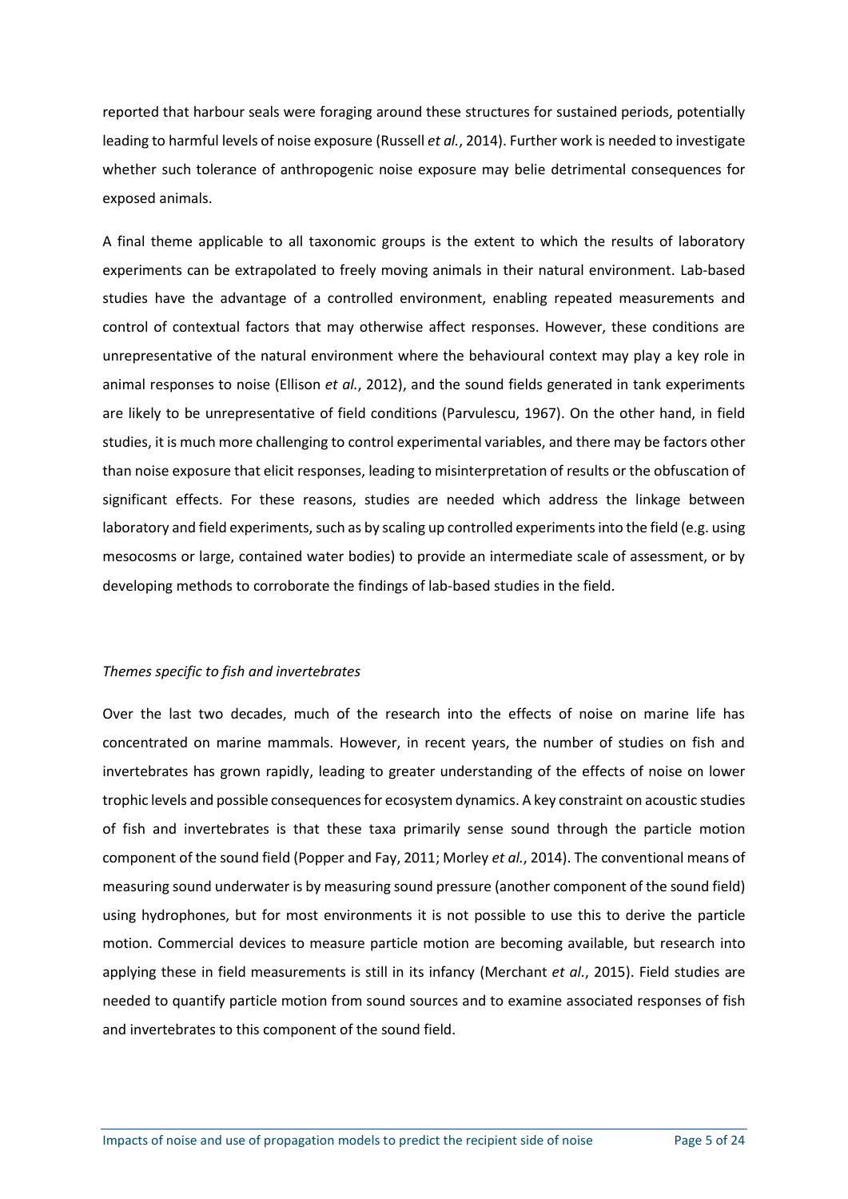reported that harbour seals were foraging around these structures for sustained periods, potentially leading to harmful levels of noise exposure (Russell *et al.*, 2014). Further work is needed to investigate whether such tolerance of anthropogenic noise exposure may belie detrimental consequences for exposed animals.

A final theme applicable to all taxonomic groups is the extent to which the results of laboratory experiments can be extrapolated to freely moving animals in their natural environment. Lab-based studies have the advantage of a controlled environment, enabling repeated measurements and control of contextual factors that may otherwise affect responses. However, these conditions are unrepresentative of the natural environment where the behavioural context may play a key role in animal responses to noise (Ellison *et al.*, 2012), and the sound fields generated in tank experiments are likely to be unrepresentative of field conditions (Parvulescu, 1967). On the other hand, in field studies, it is much more challenging to control experimental variables, and there may be factors other than noise exposure that elicit responses, leading to misinterpretation of results or the obfuscation of significant effects. For these reasons, studies are needed which address the linkage between laboratory and field experiments, such as by scaling up controlled experiments into the field (e.g. using mesocosms or large, contained water bodies) to provide an intermediate scale of assessment, or by developing methods to corroborate the findings of lab-based studies in the field.

*Themes specific to fish and invertebrates*

Over the last two decades, much of the research into the effects of noise on marine life has concentrated on marine mammals. However, in recent years, the number of studies on fish and invertebrates has grown rapidly, leading to greater understanding of the effects of noise on lower trophic levels and possible consequences for ecosystem dynamics. A key constraint on acoustic studies of fish and invertebrates is that these taxa primarily sense sound through the particle motion component of the sound field (Popper and Fay, 2011; Morley *et al.*, 2014). The conventional means of measuring sound underwater is by measuring sound pressure (another component of the sound field) using hydrophones, but for most environments it is not possible to use this to derive the particle motion. Commercial devices to measure particle motion are becoming available, but research into applying these in field measurements is still in its infancy (Merchant *et al.*, 2015). Field studies are needed to quantify particle motion from sound sources and to examine associated responses of fish and invertebrates to this component of the sound field.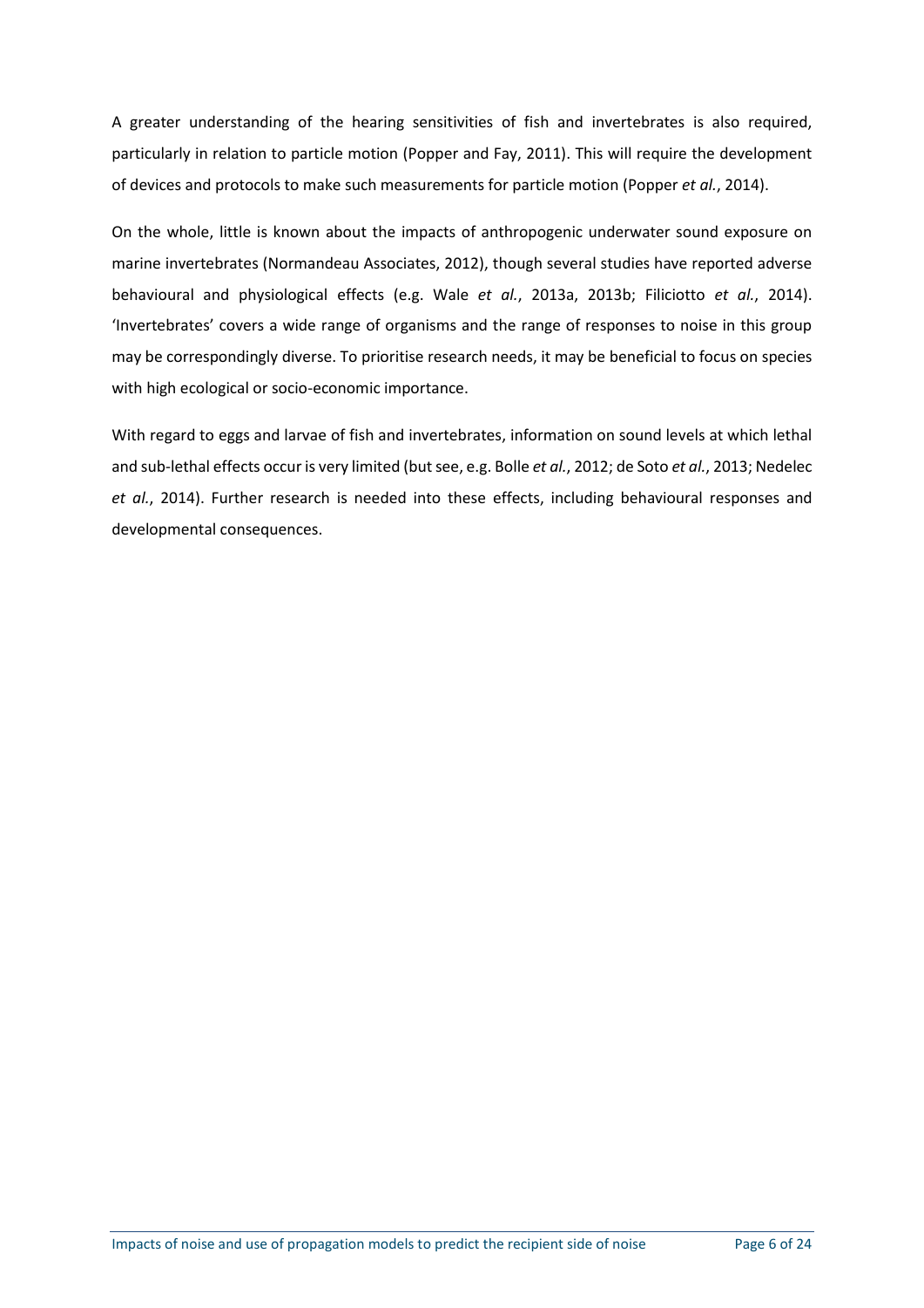A greater understanding of the hearing sensitivities of fish and invertebrates is also required, particularly in relation to particle motion (Popper and Fay, 2011). This will require the development of devices and protocols to make such measurements for particle motion (Popper *et al.*, 2014).

On the whole, little is known about the impacts of anthropogenic underwater sound exposure on marine invertebrates (Normandeau Associates, 2012), though several studies have reported adverse behavioural and physiological effects (e.g. Wale *et al.*, 2013a, 2013b; Filiciotto *et al.*, 2014). 'Invertebrates' covers a wide range of organisms and the range of responses to noise in this group may be correspondingly diverse. To prioritise research needs, it may be beneficial to focus on species with high ecological or socio-economic importance.

With regard to eggs and larvae of fish and invertebrates, information on sound levels at which lethal and sub-lethal effects occur is very limited (but see, e.g. Bolle *et al.*, 2012; de Soto *et al.*, 2013; Nedelec *et al.*, 2014). Further research is needed into these effects, including behavioural responses and developmental consequences.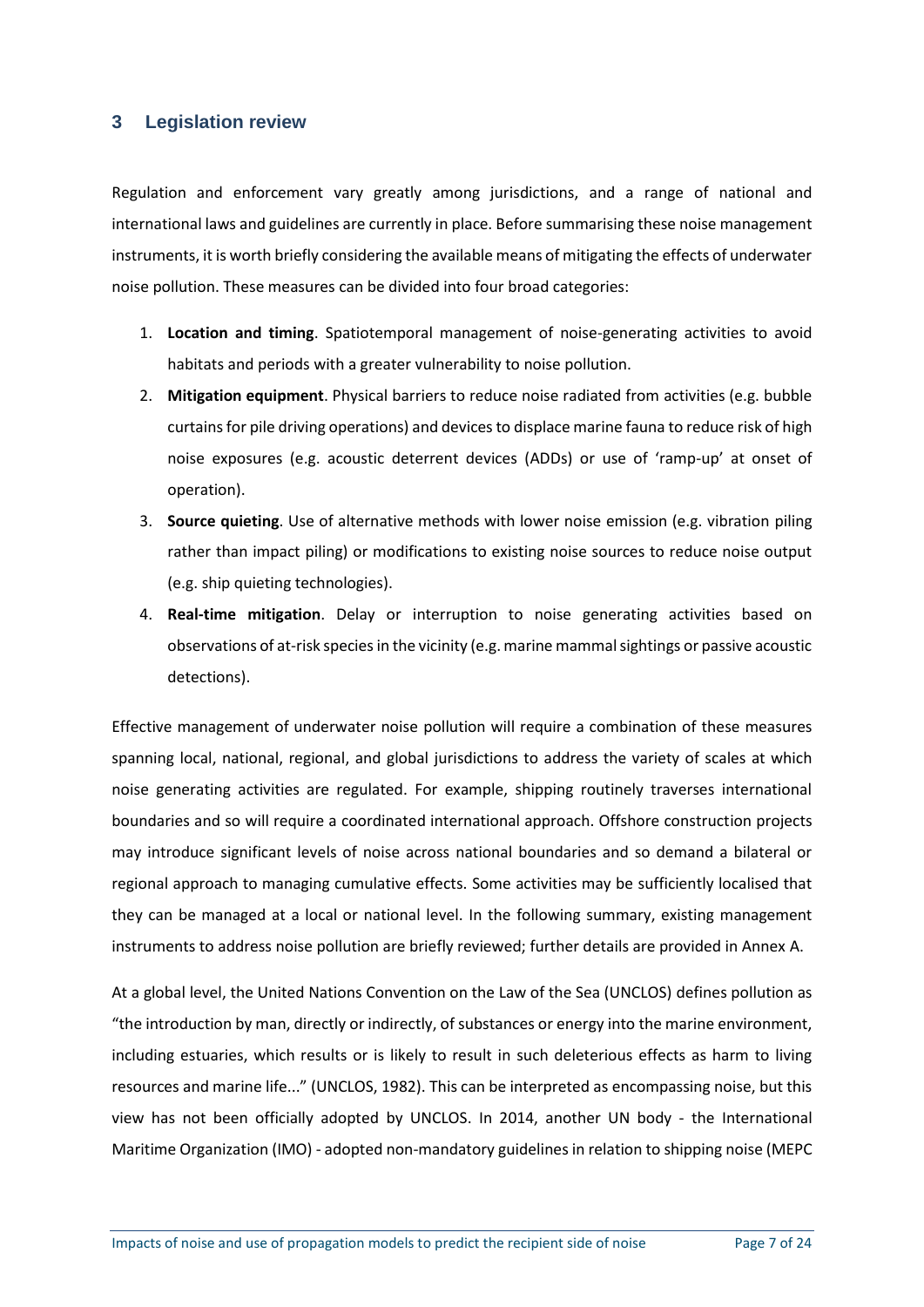## 3 Legislation review

Regulation and enforcement vary greatly among jurisdictions, and a range of national and international laws and guidelines are currently in place. Before summarising these noise management instruments, it is worth briefly considering the available means of mitigating the effects of underwater noise pollution. These measures can be divided into four broad categories:

1. **Location and timing**. Spatiotemporal management of noise-generating activities to avoid habitats and periods with a greater vulnerability to noise pollution.
2. **Mitigation equipment**. Physical barriers to reduce noise radiated from activities (e.g. bubble curtains for pile driving operations) and devices to displace marine fauna to reduce risk of high noise exposures (e.g. acoustic deterrent devices (ADDs) or use of 'ramp-up' at onset of operation).
3. **Source quieting**. Use of alternative methods with lower noise emission (e.g. vibration piling rather than impact piling) or modifications to existing noise sources to reduce noise output (e.g. ship quieting technologies).
4. **Real-time mitigation**. Delay or interruption to noise generating activities based on observations of at-risk species in the vicinity (e.g. marine mammal sightings or passive acoustic detections).

Effective management of underwater noise pollution will require a combination of these measures spanning local, national, regional, and global jurisdictions to address the variety of scales at which noise generating activities are regulated. For example, shipping routinely traverses international boundaries and so will require a coordinated international approach. Offshore construction projects may introduce significant levels of noise across national boundaries and so demand a bilateral or regional approach to managing cumulative effects. Some activities may be sufficiently localised that they can be managed at a local or national level. In the following summary, existing management instruments to address noise pollution are briefly reviewed; further details are provided in Annex A.

At a global level, the United Nations Convention on the Law of the Sea (UNCLOS) defines pollution as "the introduction by man, directly or indirectly, of substances or energy into the marine environment, including estuaries, which results or is likely to result in such deleterious effects as harm to living resources and marine life..." (UNCLOS, 1982). This can be interpreted as encompassing noise, but this view has not been officially adopted by UNCLOS. In 2014, another UN body - the International Maritime Organization (IMO) - adopted non-mandatory guidelines in relation to shipping noise (MEPC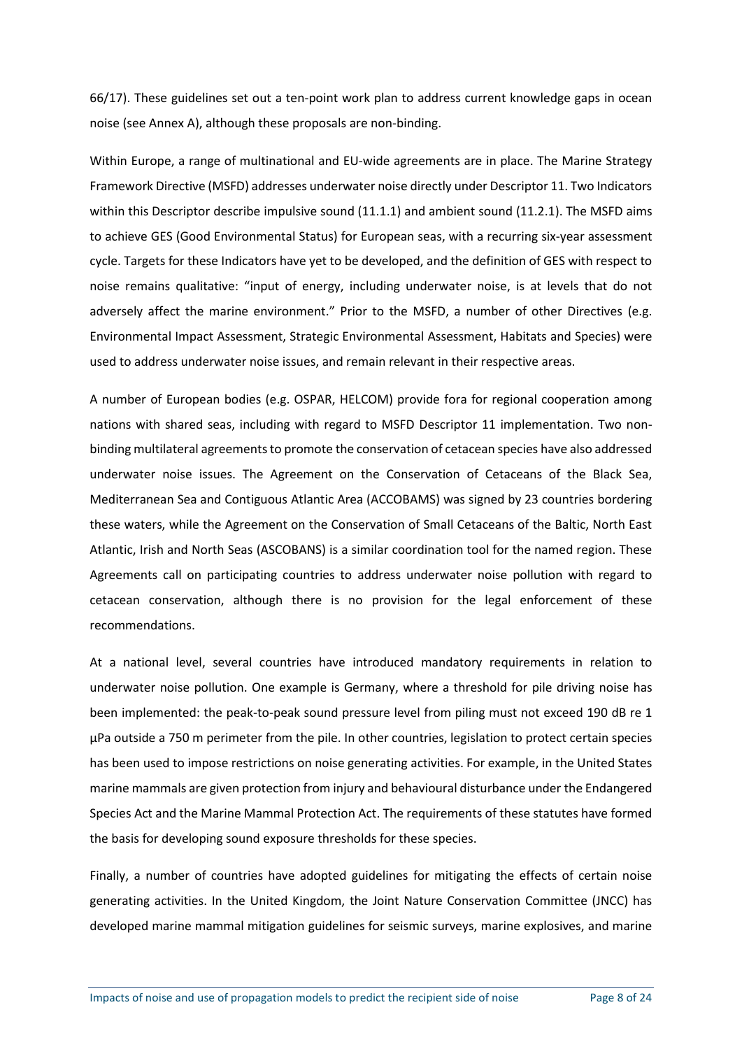66/17). These guidelines set out a ten-point work plan to address current knowledge gaps in ocean noise (see Annex A), although these proposals are non-binding.

Within Europe, a range of multinational and EU-wide agreements are in place. The Marine Strategy Framework Directive (MSFD) addresses underwater noise directly under Descriptor 11. Two Indicators within this Descriptor describe impulsive sound (11.1.1) and ambient sound (11.2.1). The MSFD aims to achieve GES (Good Environmental Status) for European seas, with a recurring six-year assessment cycle. Targets for these Indicators have yet to be developed, and the definition of GES with respect to noise remains qualitative: "input of energy, including underwater noise, is at levels that do not adversely affect the marine environment." Prior to the MSFD, a number of other Directives (e.g. Environmental Impact Assessment, Strategic Environmental Assessment, Habitats and Species) were used to address underwater noise issues, and remain relevant in their respective areas.

A number of European bodies (e.g. OSPAR, HELCOM) provide fora for regional cooperation among nations with shared seas, including with regard to MSFD Descriptor 11 implementation. Two non-binding multilateral agreements to promote the conservation of cetacean species have also addressed underwater noise issues. The Agreement on the Conservation of Cetaceans of the Black Sea, Mediterranean Sea and Contiguous Atlantic Area (ACCOBAMS) was signed by 23 countries bordering these waters, while the Agreement on the Conservation of Small Cetaceans of the Baltic, North East Atlantic, Irish and North Seas (ASCOBANS) is a similar coordination tool for the named region. These Agreements call on participating countries to address underwater noise pollution with regard to cetacean conservation, although there is no provision for the legal enforcement of these recommendations.

At a national level, several countries have introduced mandatory requirements in relation to underwater noise pollution. One example is Germany, where a threshold for pile driving noise has been implemented: the peak-to-peak sound pressure level from piling must not exceed 190 dB re 1 μPa outside a 750 m perimeter from the pile. In other countries, legislation to protect certain species has been used to impose restrictions on noise generating activities. For example, in the United States marine mammals are given protection from injury and behavioural disturbance under the Endangered Species Act and the Marine Mammal Protection Act. The requirements of these statutes have formed the basis for developing sound exposure thresholds for these species.

Finally, a number of countries have adopted guidelines for mitigating the effects of certain noise generating activities. In the United Kingdom, the Joint Nature Conservation Committee (JNCC) has developed marine mammal mitigation guidelines for seismic surveys, marine explosives, and marine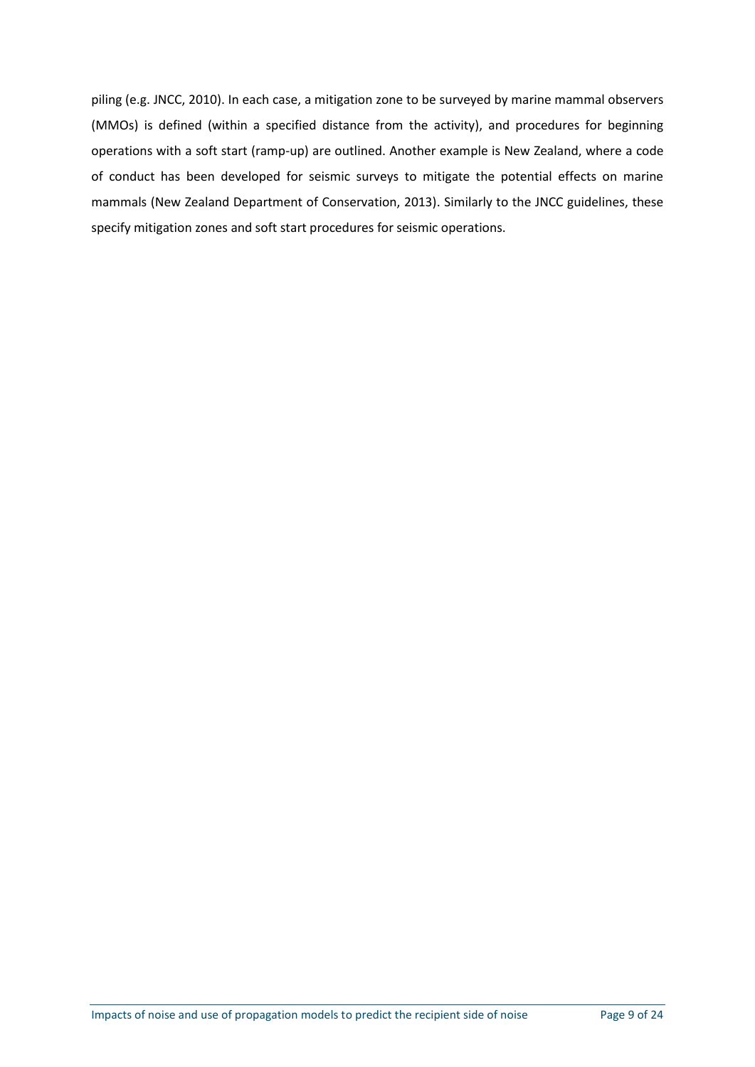piling (e.g. JNCC, 2010). In each case, a mitigation zone to be surveyed by marine mammal observers (MMOs) is defined (within a specified distance from the activity), and procedures for beginning operations with a soft start (ramp-up) are outlined. Another example is New Zealand, where a code of conduct has been developed for seismic surveys to mitigate the potential effects on marine mammals (New Zealand Department of Conservation, 2013). Similarly to the JNCC guidelines, these specify mitigation zones and soft start procedures for seismic operations.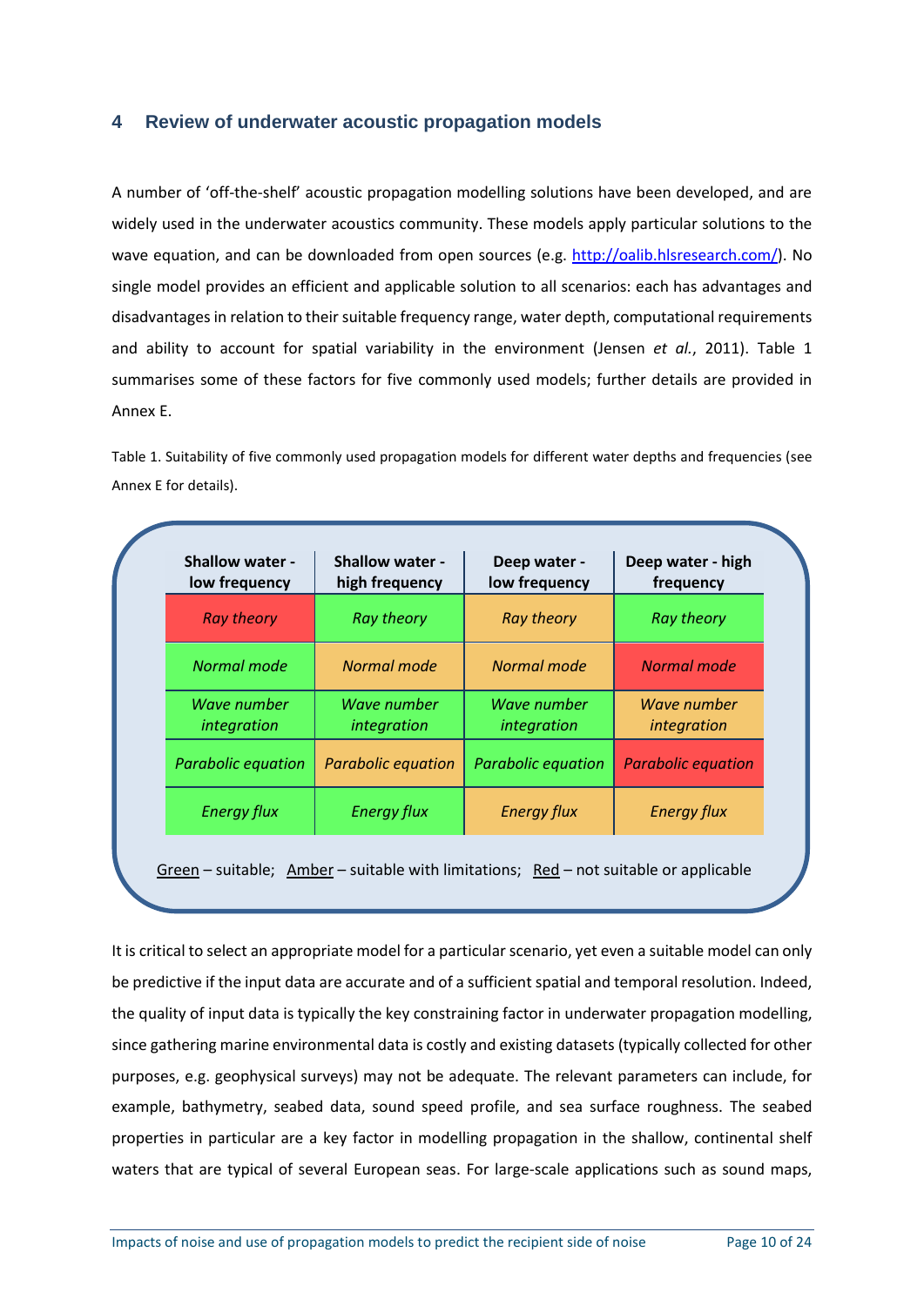## 4 Review of underwater acoustic propagation models

A number of 'off-the-shelf' acoustic propagation modelling solutions have been developed, and are widely used in the underwater acoustics community. These models apply particular solutions to the wave equation, and can be downloaded from open sources (e.g. http://oalib.hlsresearch.com/). No single model provides an efficient and applicable solution to all scenarios: each has advantages and disadvantages in relation to their suitable frequency range, water depth, computational requirements and ability to account for spatial variability in the environment (Jensen *et al.*, 2011). Table 1 summarises some of these factors for five commonly used models; further details are provided in Annex E.

Table 1. Suitability of five commonly used propagation models for different water depths and frequencies (see Annex E for details).

| Shallow water - low frequency | Shallow water - high frequency | Deep water - low frequency | Deep water - high frequency |
|---|---|---|---|
| *Ray theory* (Red) | *Ray theory* (Green) | *Ray theory* (Amber) | *Ray theory* (Green) |
| *Normal mode* (Green) | *Normal mode* (Amber) | *Normal mode* (Amber) | *Normal mode* (Red) |
| *Wave number integration* (Green) | *Wave number integration* (Green) | *Wave number integration* (Green) | *Wave number integration* (Amber) |
| *Parabolic equation* (Green) | *Parabolic equation* (Amber) | *Parabolic equation* (Green) | *Parabolic equation* (Red) |
| *Energy flux* (Green) | *Energy flux* (Green) | *Energy flux* (Amber) | *Energy flux* (Amber) |

Green – suitable; Amber – suitable with limitations; Red – not suitable or applicable

It is critical to select an appropriate model for a particular scenario, yet even a suitable model can only be predictive if the input data are accurate and of a sufficient spatial and temporal resolution. Indeed, the quality of input data is typically the key constraining factor in underwater propagation modelling, since gathering marine environmental data is costly and existing datasets (typically collected for other purposes, e.g. geophysical surveys) may not be adequate. The relevant parameters can include, for example, bathymetry, seabed data, sound speed profile, and sea surface roughness. The seabed properties in particular are a key factor in modelling propagation in the shallow, continental shelf waters that are typical of several European seas. For large-scale applications such as sound maps,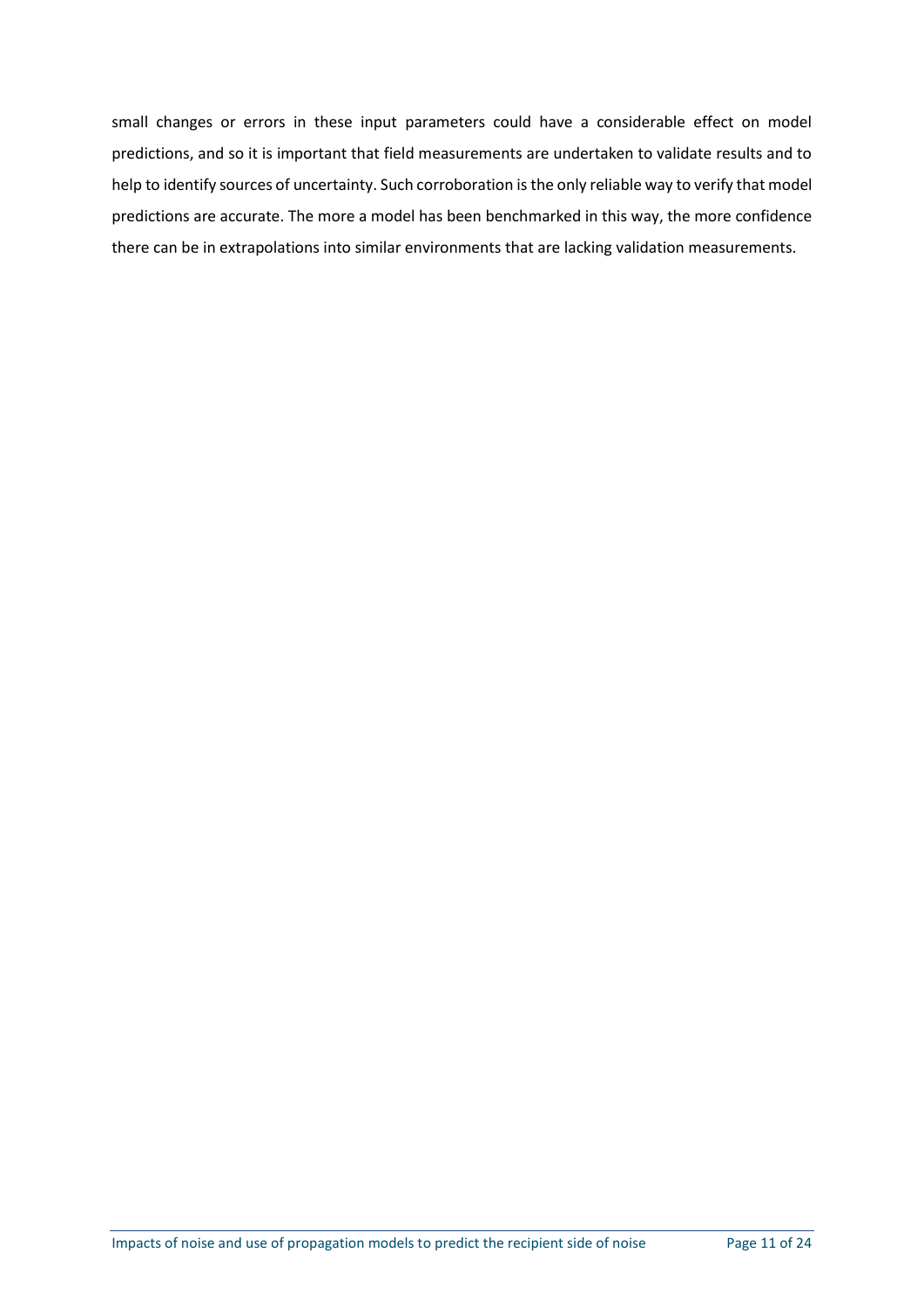small changes or errors in these input parameters could have a considerable effect on model predictions, and so it is important that field measurements are undertaken to validate results and to help to identify sources of uncertainty. Such corroboration is the only reliable way to verify that model predictions are accurate. The more a model has been benchmarked in this way, the more confidence there can be in extrapolations into similar environments that are lacking validation measurements.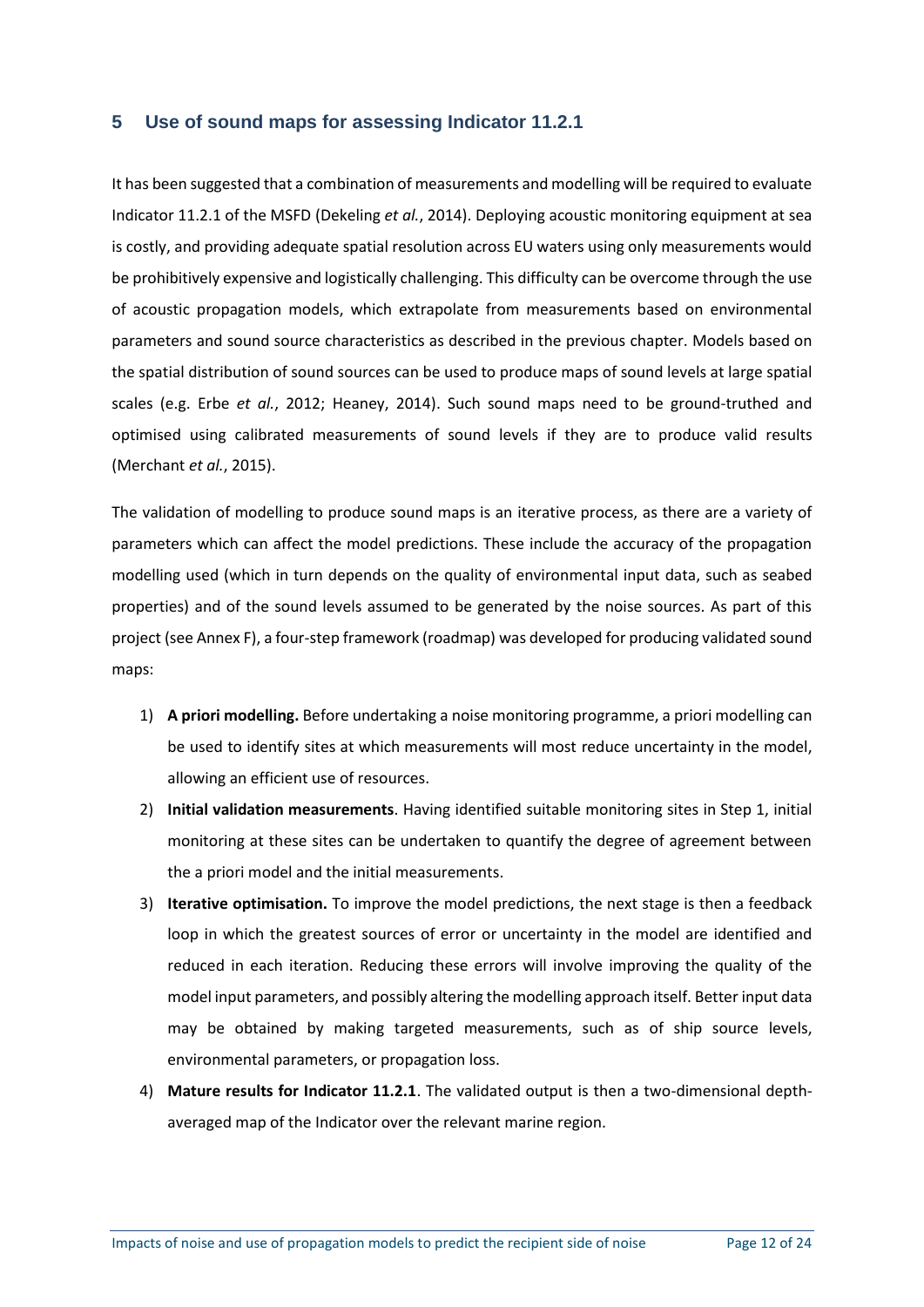## 5 Use of sound maps for assessing Indicator 11.2.1

It has been suggested that a combination of measurements and modelling will be required to evaluate Indicator 11.2.1 of the MSFD (Dekeling *et al.*, 2014). Deploying acoustic monitoring equipment at sea is costly, and providing adequate spatial resolution across EU waters using only measurements would be prohibitively expensive and logistically challenging. This difficulty can be overcome through the use of acoustic propagation models, which extrapolate from measurements based on environmental parameters and sound source characteristics as described in the previous chapter. Models based on the spatial distribution of sound sources can be used to produce maps of sound levels at large spatial scales (e.g. Erbe *et al.*, 2012; Heaney, 2014). Such sound maps need to be ground-truthed and optimised using calibrated measurements of sound levels if they are to produce valid results (Merchant *et al.*, 2015).

The validation of modelling to produce sound maps is an iterative process, as there are a variety of parameters which can affect the model predictions. These include the accuracy of the propagation modelling used (which in turn depends on the quality of environmental input data, such as seabed properties) and of the sound levels assumed to be generated by the noise sources. As part of this project (see Annex F), a four-step framework (roadmap) was developed for producing validated sound maps:

1) **A priori modelling.** Before undertaking a noise monitoring programme, a priori modelling can be used to identify sites at which measurements will most reduce uncertainty in the model, allowing an efficient use of resources.
2) **Initial validation measurements**. Having identified suitable monitoring sites in Step 1, initial monitoring at these sites can be undertaken to quantify the degree of agreement between the a priori model and the initial measurements.
3) **Iterative optimisation.** To improve the model predictions, the next stage is then a feedback loop in which the greatest sources of error or uncertainty in the model are identified and reduced in each iteration. Reducing these errors will involve improving the quality of the model input parameters, and possibly altering the modelling approach itself. Better input data may be obtained by making targeted measurements, such as of ship source levels, environmental parameters, or propagation loss.
4) **Mature results for Indicator 11.2.1**. The validated output is then a two-dimensional depth-averaged map of the Indicator over the relevant marine region.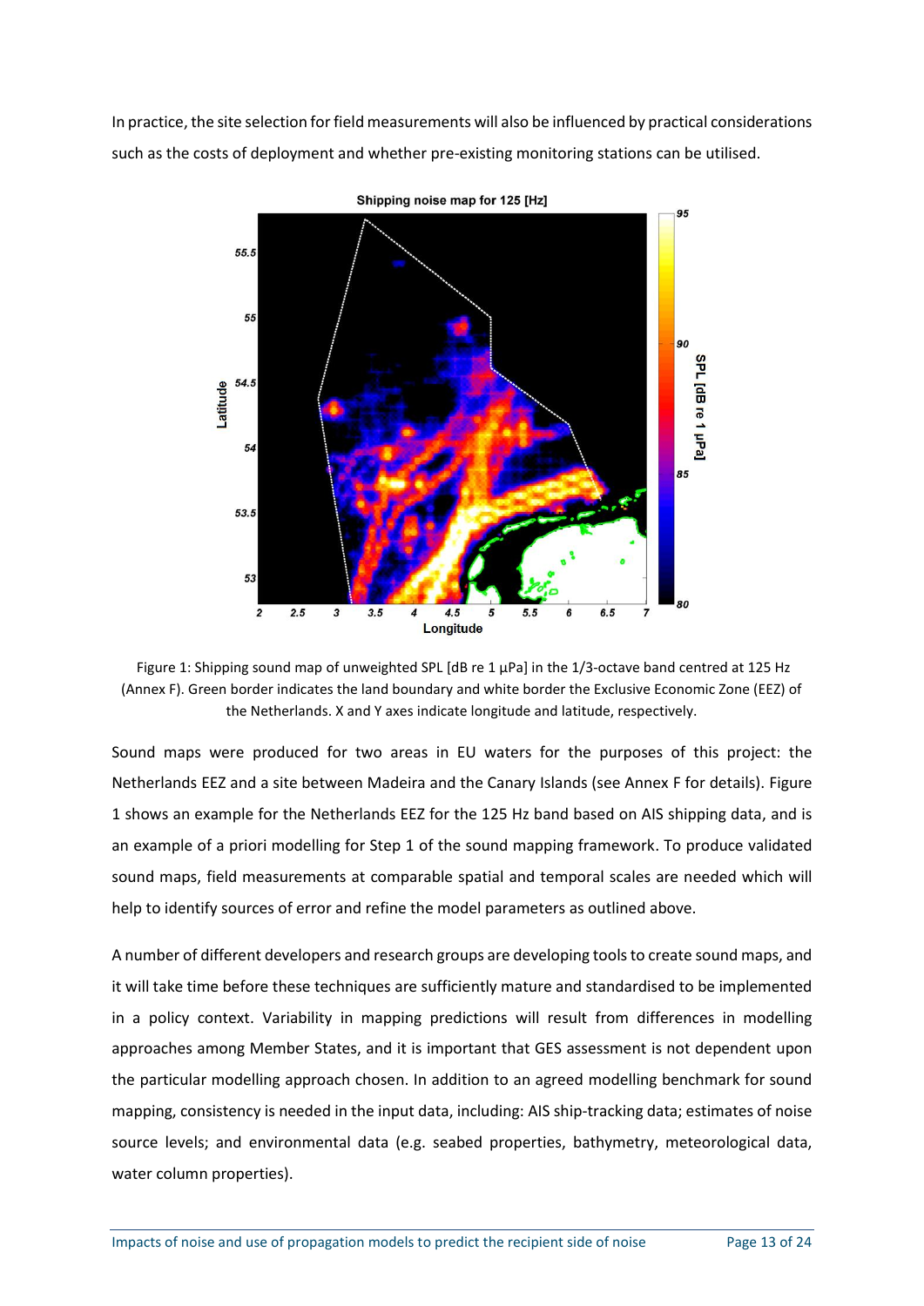In practice, the site selection for field measurements will also be influenced by practical considerations such as the costs of deployment and whether pre-existing monitoring stations can be utilised.

Figure 1: Shipping sound map of unweighted SPL [dB re 1 µPa] in the 1/3-octave band centred at 125 Hz (Annex F). Green border indicates the land boundary and white border the Exclusive Economic Zone (EEZ) of the Netherlands. X and Y axes indicate longitude and latitude, respectively.

Sound maps were produced for two areas in EU waters for the purposes of this project: the Netherlands EEZ and a site between Madeira and the Canary Islands (see Annex F for details). Figure 1 shows an example for the Netherlands EEZ for the 125 Hz band based on AIS shipping data, and is an example of a priori modelling for Step 1 of the sound mapping framework. To produce validated sound maps, field measurements at comparable spatial and temporal scales are needed which will help to identify sources of error and refine the model parameters as outlined above.

A number of different developers and research groups are developing tools to create sound maps, and it will take time before these techniques are sufficiently mature and standardised to be implemented in a policy context. Variability in mapping predictions will result from differences in modelling approaches among Member States, and it is important that GES assessment is not dependent upon the particular modelling approach chosen. In addition to an agreed modelling benchmark for sound mapping, consistency is needed in the input data, including: AIS ship-tracking data; estimates of noise source levels; and environmental data (e.g. seabed properties, bathymetry, meteorological data, water column properties).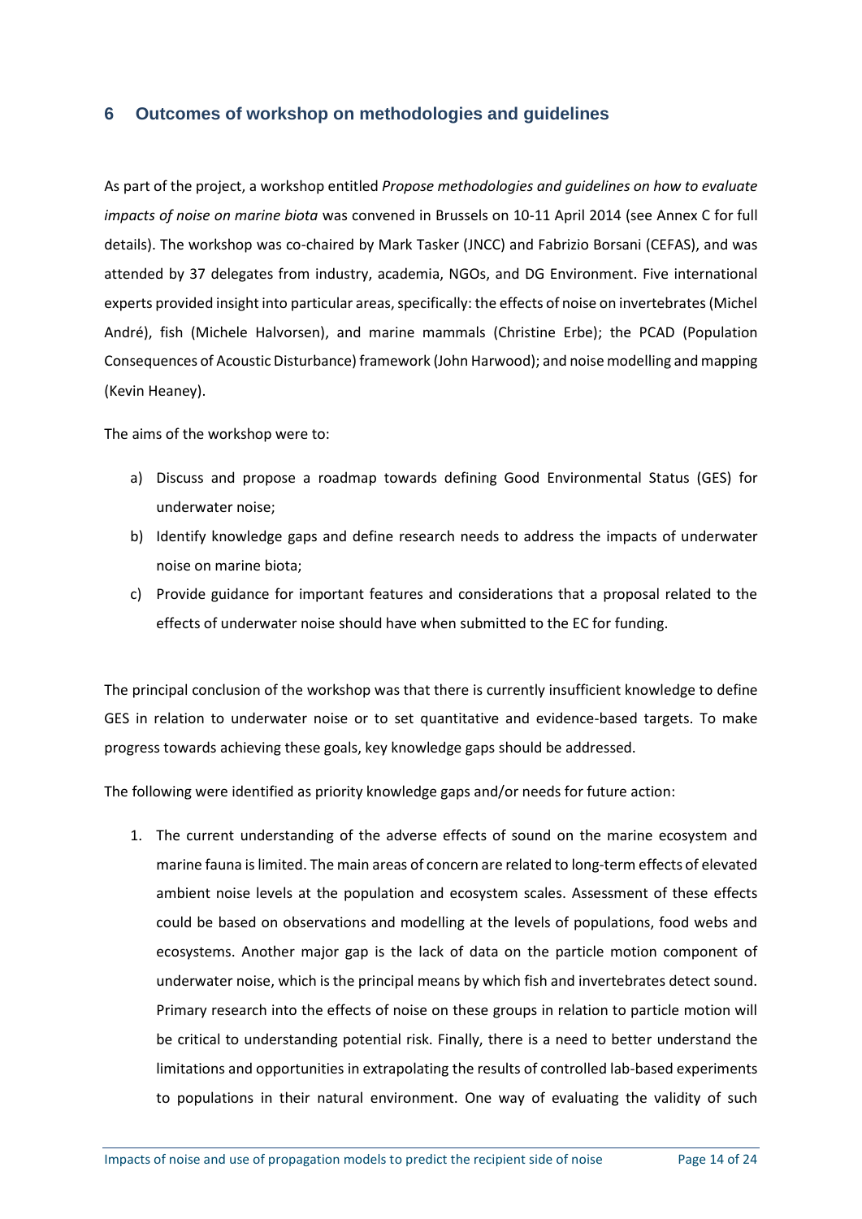## 6 Outcomes of workshop on methodologies and guidelines

As part of the project, a workshop entitled *Propose methodologies and guidelines on how to evaluate impacts of noise on marine biota* was convened in Brussels on 10-11 April 2014 (see Annex C for full details). The workshop was co-chaired by Mark Tasker (JNCC) and Fabrizio Borsani (CEFAS), and was attended by 37 delegates from industry, academia, NGOs, and DG Environment. Five international experts provided insight into particular areas, specifically: the effects of noise on invertebrates (Michel André), fish (Michele Halvorsen), and marine mammals (Christine Erbe); the PCAD (Population Consequences of Acoustic Disturbance) framework (John Harwood); and noise modelling and mapping (Kevin Heaney).

The aims of the workshop were to:

a) Discuss and propose a roadmap towards defining Good Environmental Status (GES) for underwater noise;
b) Identify knowledge gaps and define research needs to address the impacts of underwater noise on marine biota;
c) Provide guidance for important features and considerations that a proposal related to the effects of underwater noise should have when submitted to the EC for funding.

The principal conclusion of the workshop was that there is currently insufficient knowledge to define GES in relation to underwater noise or to set quantitative and evidence-based targets. To make progress towards achieving these goals, key knowledge gaps should be addressed.

The following were identified as priority knowledge gaps and/or needs for future action:

1. The current understanding of the adverse effects of sound on the marine ecosystem and marine fauna is limited. The main areas of concern are related to long-term effects of elevated ambient noise levels at the population and ecosystem scales. Assessment of these effects could be based on observations and modelling at the levels of populations, food webs and ecosystems. Another major gap is the lack of data on the particle motion component of underwater noise, which is the principal means by which fish and invertebrates detect sound. Primary research into the effects of noise on these groups in relation to particle motion will be critical to understanding potential risk. Finally, there is a need to better understand the limitations and opportunities in extrapolating the results of controlled lab-based experiments to populations in their natural environment. One way of evaluating the validity of such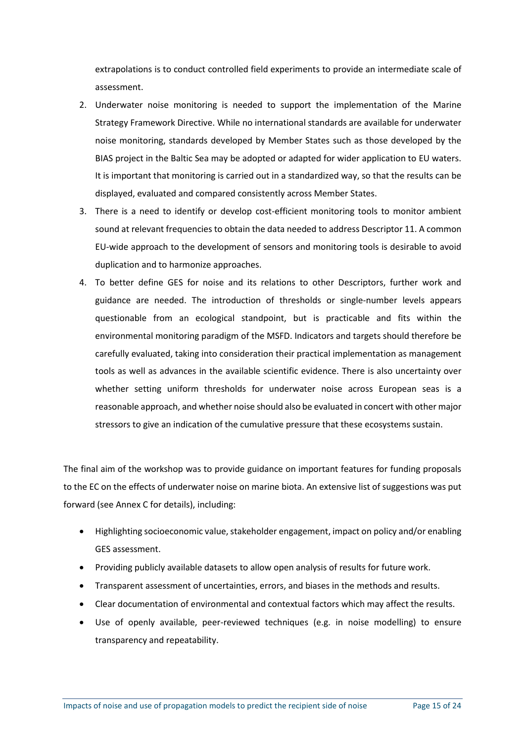extrapolations is to conduct controlled field experiments to provide an intermediate scale of assessment.

2. Underwater noise monitoring is needed to support the implementation of the Marine Strategy Framework Directive. While no international standards are available for underwater noise monitoring, standards developed by Member States such as those developed by the BIAS project in the Baltic Sea may be adopted or adapted for wider application to EU waters. It is important that monitoring is carried out in a standardized way, so that the results can be displayed, evaluated and compared consistently across Member States.
3. There is a need to identify or develop cost-efficient monitoring tools to monitor ambient sound at relevant frequencies to obtain the data needed to address Descriptor 11. A common EU-wide approach to the development of sensors and monitoring tools is desirable to avoid duplication and to harmonize approaches.
4. To better define GES for noise and its relations to other Descriptors, further work and guidance are needed. The introduction of thresholds or single-number levels appears questionable from an ecological standpoint, but is practicable and fits within the environmental monitoring paradigm of the MSFD. Indicators and targets should therefore be carefully evaluated, taking into consideration their practical implementation as management tools as well as advances in the available scientific evidence. There is also uncertainty over whether setting uniform thresholds for underwater noise across European seas is a reasonable approach, and whether noise should also be evaluated in concert with other major stressors to give an indication of the cumulative pressure that these ecosystems sustain.

The final aim of the workshop was to provide guidance on important features for funding proposals to the EC on the effects of underwater noise on marine biota. An extensive list of suggestions was put forward (see Annex C for details), including:

- Highlighting socioeconomic value, stakeholder engagement, impact on policy and/or enabling GES assessment.
- Providing publicly available datasets to allow open analysis of results for future work.
- Transparent assessment of uncertainties, errors, and biases in the methods and results.
- Clear documentation of environmental and contextual factors which may affect the results.
- Use of openly available, peer-reviewed techniques (e.g. in noise modelling) to ensure transparency and repeatability.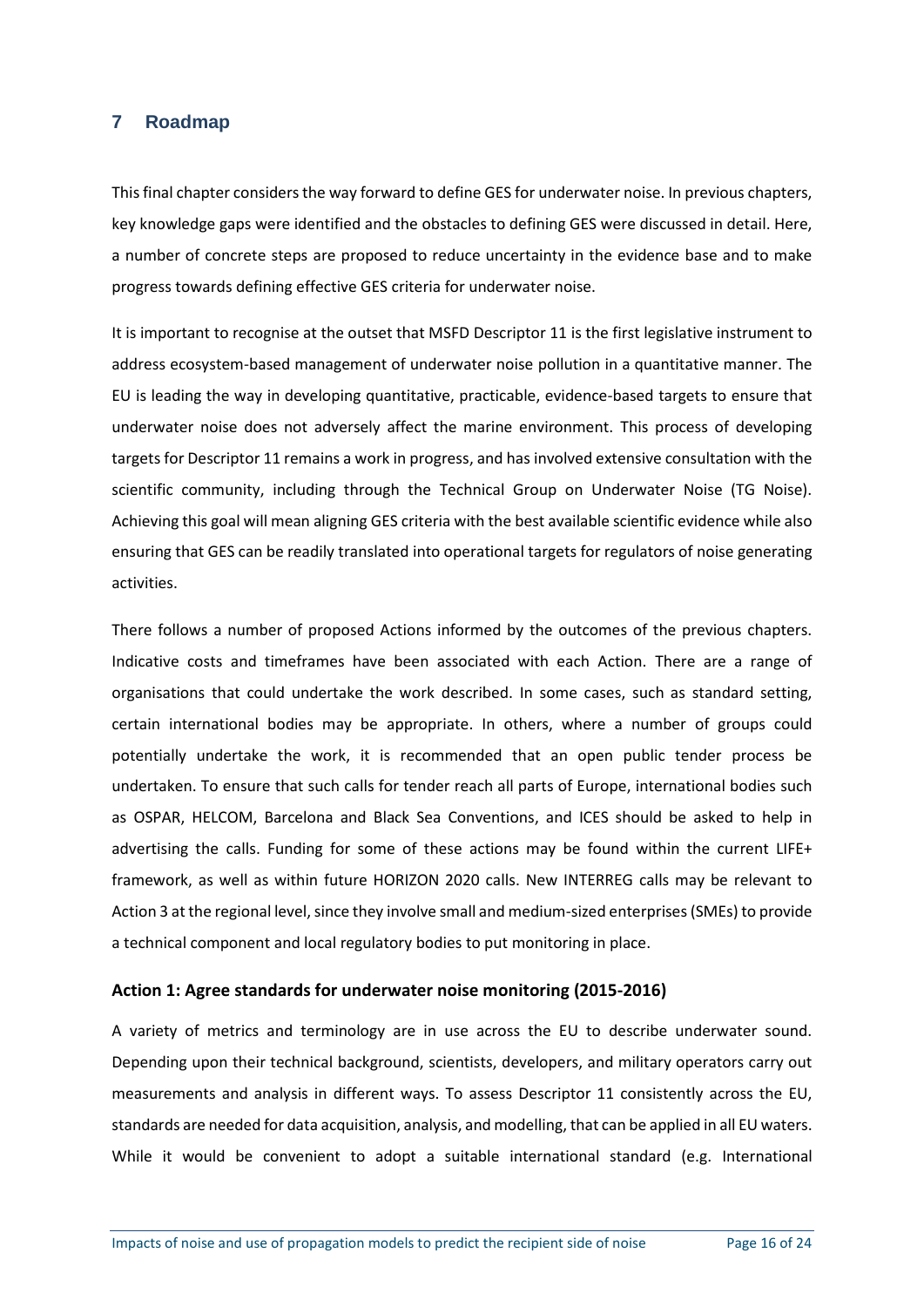# 7 Roadmap

This final chapter considers the way forward to define GES for underwater noise. In previous chapters, key knowledge gaps were identified and the obstacles to defining GES were discussed in detail. Here, a number of concrete steps are proposed to reduce uncertainty in the evidence base and to make progress towards defining effective GES criteria for underwater noise.

It is important to recognise at the outset that MSFD Descriptor 11 is the first legislative instrument to address ecosystem-based management of underwater noise pollution in a quantitative manner. The EU is leading the way in developing quantitative, practicable, evidence-based targets to ensure that underwater noise does not adversely affect the marine environment. This process of developing targets for Descriptor 11 remains a work in progress, and has involved extensive consultation with the scientific community, including through the Technical Group on Underwater Noise (TG Noise). Achieving this goal will mean aligning GES criteria with the best available scientific evidence while also ensuring that GES can be readily translated into operational targets for regulators of noise generating activities.

There follows a number of proposed Actions informed by the outcomes of the previous chapters. Indicative costs and timeframes have been associated with each Action. There are a range of organisations that could undertake the work described. In some cases, such as standard setting, certain international bodies may be appropriate. In others, where a number of groups could potentially undertake the work, it is recommended that an open public tender process be undertaken. To ensure that such calls for tender reach all parts of Europe, international bodies such as OSPAR, HELCOM, Barcelona and Black Sea Conventions, and ICES should be asked to help in advertising the calls. Funding for some of these actions may be found within the current LIFE+ framework, as well as within future HORIZON 2020 calls. New INTERREG calls may be relevant to Action 3 at the regional level, since they involve small and medium-sized enterprises (SMEs) to provide a technical component and local regulatory bodies to put monitoring in place.

### Action 1: Agree standards for underwater noise monitoring (2015-2016)

A variety of metrics and terminology are in use across the EU to describe underwater sound. Depending upon their technical background, scientists, developers, and military operators carry out measurements and analysis in different ways. To assess Descriptor 11 consistently across the EU, standards are needed for data acquisition, analysis, and modelling, that can be applied in all EU waters. While it would be convenient to adopt a suitable international standard (e.g. International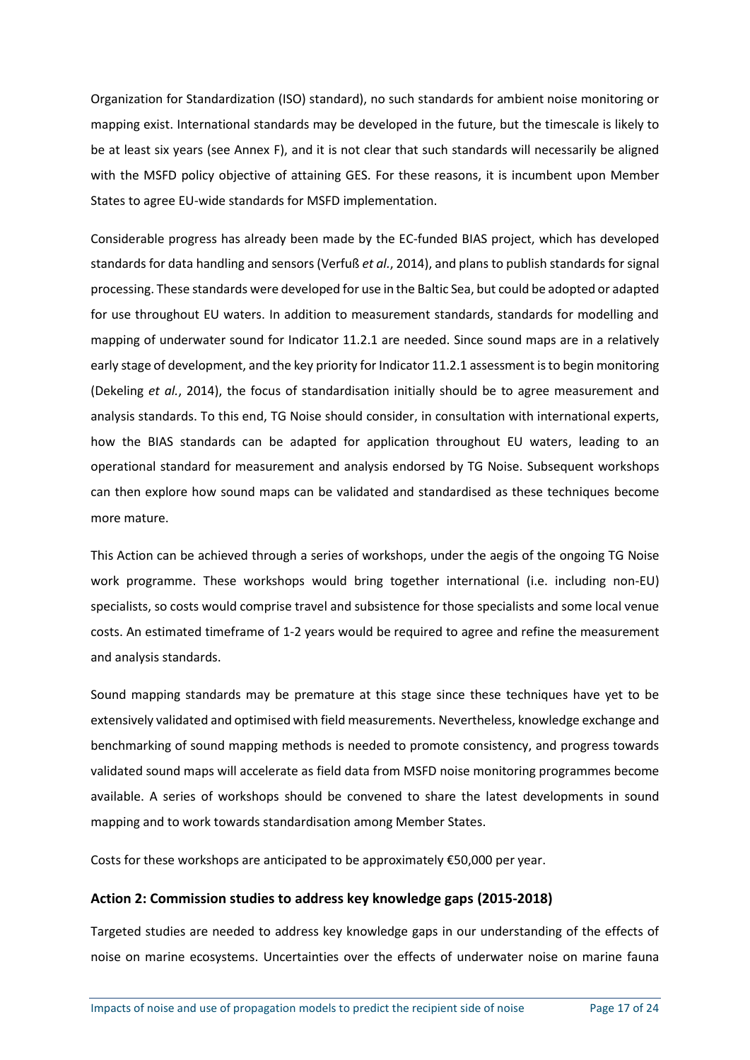Organization for Standardization (ISO) standard), no such standards for ambient noise monitoring or mapping exist. International standards may be developed in the future, but the timescale is likely to be at least six years (see Annex F), and it is not clear that such standards will necessarily be aligned with the MSFD policy objective of attaining GES. For these reasons, it is incumbent upon Member States to agree EU-wide standards for MSFD implementation.

Considerable progress has already been made by the EC-funded BIAS project, which has developed standards for data handling and sensors (Verfuß *et al.*, 2014), and plans to publish standards for signal processing. These standards were developed for use in the Baltic Sea, but could be adopted or adapted for use throughout EU waters. In addition to measurement standards, standards for modelling and mapping of underwater sound for Indicator 11.2.1 are needed. Since sound maps are in a relatively early stage of development, and the key priority for Indicator 11.2.1 assessment is to begin monitoring (Dekeling *et al.*, 2014), the focus of standardisation initially should be to agree measurement and analysis standards. To this end, TG Noise should consider, in consultation with international experts, how the BIAS standards can be adapted for application throughout EU waters, leading to an operational standard for measurement and analysis endorsed by TG Noise. Subsequent workshops can then explore how sound maps can be validated and standardised as these techniques become more mature.

This Action can be achieved through a series of workshops, under the aegis of the ongoing TG Noise work programme. These workshops would bring together international (i.e. including non-EU) specialists, so costs would comprise travel and subsistence for those specialists and some local venue costs. An estimated timeframe of 1-2 years would be required to agree and refine the measurement and analysis standards.

Sound mapping standards may be premature at this stage since these techniques have yet to be extensively validated and optimised with field measurements. Nevertheless, knowledge exchange and benchmarking of sound mapping methods is needed to promote consistency, and progress towards validated sound maps will accelerate as field data from MSFD noise monitoring programmes become available. A series of workshops should be convened to share the latest developments in sound mapping and to work towards standardisation among Member States.

Costs for these workshops are anticipated to be approximately €50,000 per year.

### Action 2: Commission studies to address key knowledge gaps (2015-2018)

Targeted studies are needed to address key knowledge gaps in our understanding of the effects of noise on marine ecosystems. Uncertainties over the effects of underwater noise on marine fauna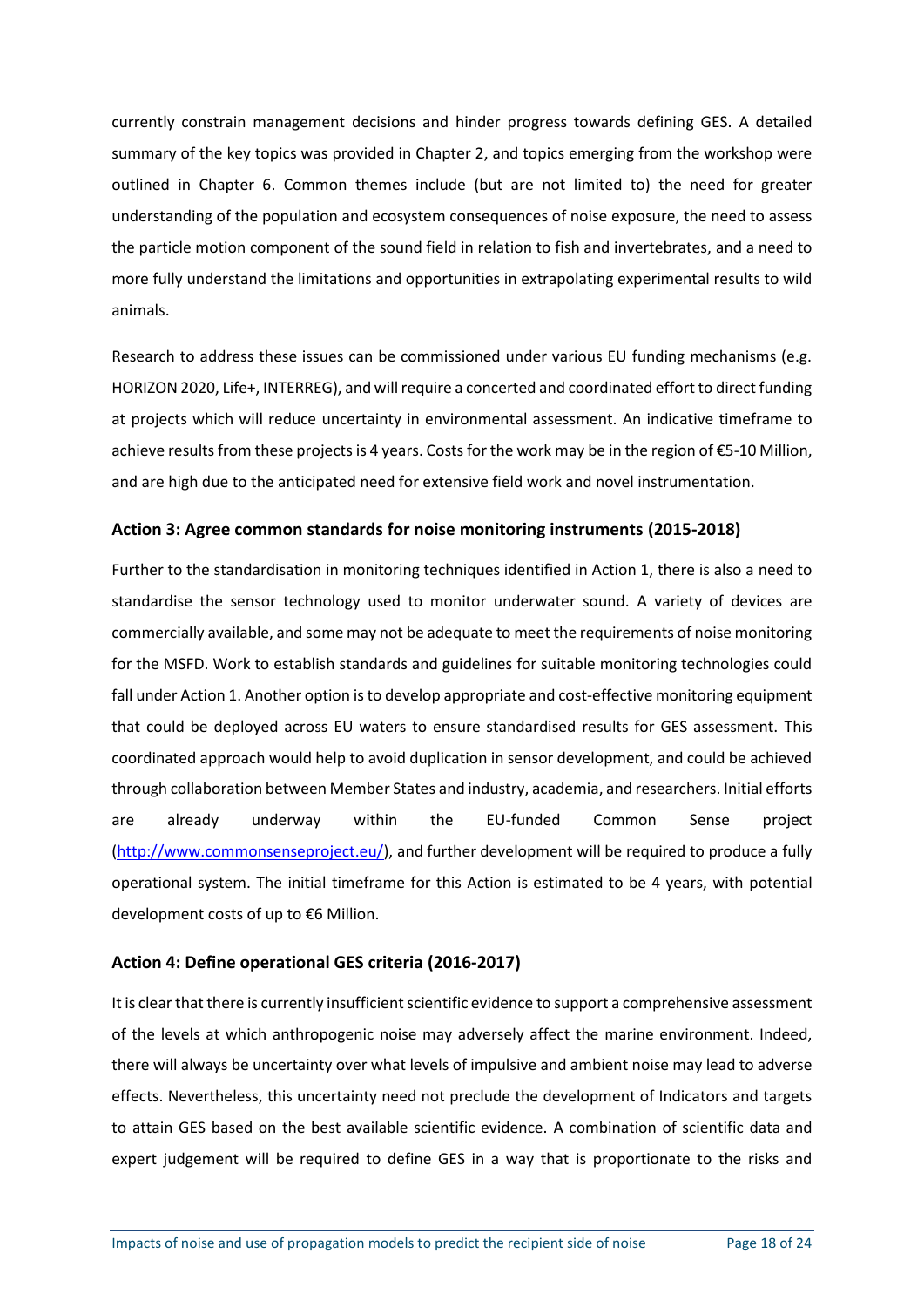currently constrain management decisions and hinder progress towards defining GES. A detailed summary of the key topics was provided in Chapter 2, and topics emerging from the workshop were outlined in Chapter 6. Common themes include (but are not limited to) the need for greater understanding of the population and ecosystem consequences of noise exposure, the need to assess the particle motion component of the sound field in relation to fish and invertebrates, and a need to more fully understand the limitations and opportunities in extrapolating experimental results to wild animals.

Research to address these issues can be commissioned under various EU funding mechanisms (e.g. HORIZON 2020, Life+, INTERREG), and will require a concerted and coordinated effort to direct funding at projects which will reduce uncertainty in environmental assessment. An indicative timeframe to achieve results from these projects is 4 years. Costs for the work may be in the region of €5-10 Million, and are high due to the anticipated need for extensive field work and novel instrumentation.

### Action 3: Agree common standards for noise monitoring instruments (2015-2018)

Further to the standardisation in monitoring techniques identified in Action 1, there is also a need to standardise the sensor technology used to monitor underwater sound. A variety of devices are commercially available, and some may not be adequate to meet the requirements of noise monitoring for the MSFD. Work to establish standards and guidelines for suitable monitoring technologies could fall under Action 1. Another option is to develop appropriate and cost-effective monitoring equipment that could be deployed across EU waters to ensure standardised results for GES assessment. This coordinated approach would help to avoid duplication in sensor development, and could be achieved through collaboration between Member States and industry, academia, and researchers. Initial efforts are already underway within the EU-funded Common Sense project (http://www.commonsenseproject.eu/), and further development will be required to produce a fully operational system. The initial timeframe for this Action is estimated to be 4 years, with potential development costs of up to €6 Million.

### Action 4: Define operational GES criteria (2016-2017)

It is clear that there is currently insufficient scientific evidence to support a comprehensive assessment of the levels at which anthropogenic noise may adversely affect the marine environment. Indeed, there will always be uncertainty over what levels of impulsive and ambient noise may lead to adverse effects. Nevertheless, this uncertainty need not preclude the development of Indicators and targets to attain GES based on the best available scientific evidence. A combination of scientific data and expert judgement will be required to define GES in a way that is proportionate to the risks and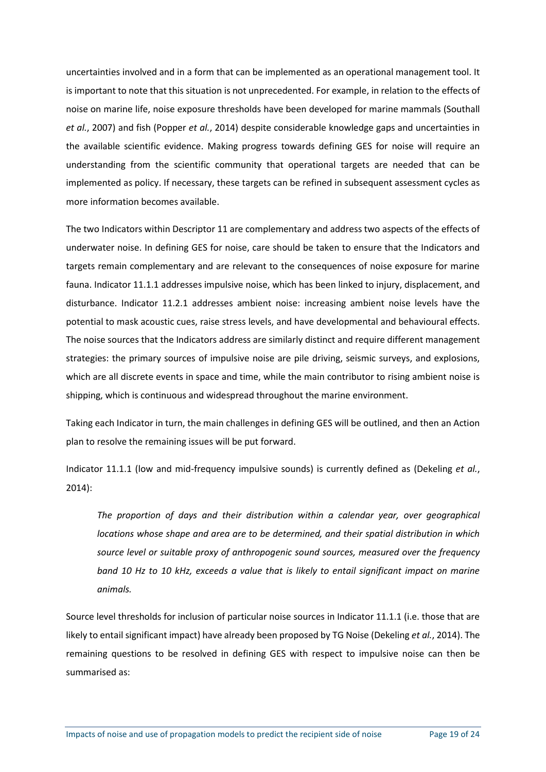uncertainties involved and in a form that can be implemented as an operational management tool. It is important to note that this situation is not unprecedented. For example, in relation to the effects of noise on marine life, noise exposure thresholds have been developed for marine mammals (Southall *et al.*, 2007) and fish (Popper *et al.*, 2014) despite considerable knowledge gaps and uncertainties in the available scientific evidence. Making progress towards defining GES for noise will require an understanding from the scientific community that operational targets are needed that can be implemented as policy. If necessary, these targets can be refined in subsequent assessment cycles as more information becomes available.

The two Indicators within Descriptor 11 are complementary and address two aspects of the effects of underwater noise. In defining GES for noise, care should be taken to ensure that the Indicators and targets remain complementary and are relevant to the consequences of noise exposure for marine fauna. Indicator 11.1.1 addresses impulsive noise, which has been linked to injury, displacement, and disturbance. Indicator 11.2.1 addresses ambient noise: increasing ambient noise levels have the potential to mask acoustic cues, raise stress levels, and have developmental and behavioural effects. The noise sources that the Indicators address are similarly distinct and require different management strategies: the primary sources of impulsive noise are pile driving, seismic surveys, and explosions, which are all discrete events in space and time, while the main contributor to rising ambient noise is shipping, which is continuous and widespread throughout the marine environment.

Taking each Indicator in turn, the main challenges in defining GES will be outlined, and then an Action plan to resolve the remaining issues will be put forward.

Indicator 11.1.1 (low and mid-frequency impulsive sounds) is currently defined as (Dekeling *et al.*, 2014):

> *The proportion of days and their distribution within a calendar year, over geographical locations whose shape and area are to be determined, and their spatial distribution in which source level or suitable proxy of anthropogenic sound sources, measured over the frequency band 10 Hz to 10 kHz, exceeds a value that is likely to entail significant impact on marine animals.*

Source level thresholds for inclusion of particular noise sources in Indicator 11.1.1 (i.e. those that are likely to entail significant impact) have already been proposed by TG Noise (Dekeling *et al.*, 2014). The remaining questions to be resolved in defining GES with respect to impulsive noise can then be summarised as: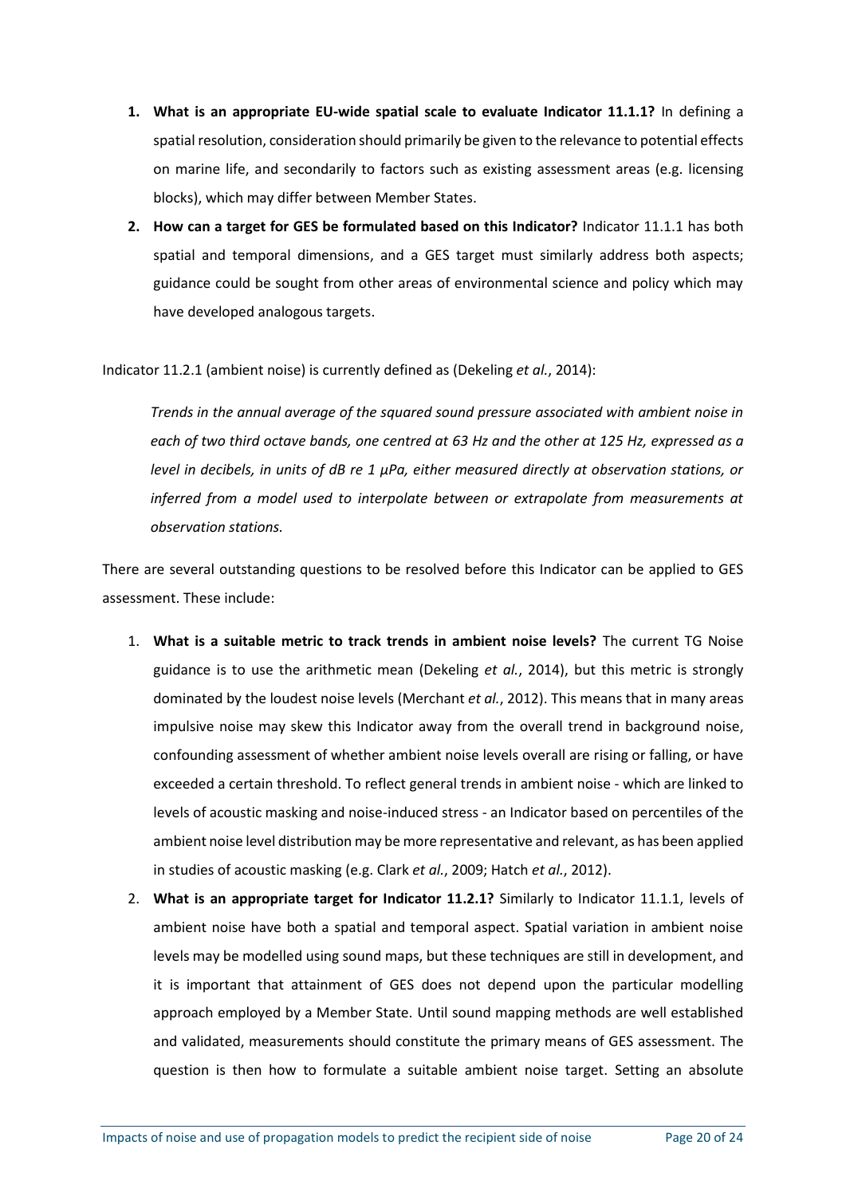1. **What is an appropriate EU-wide spatial scale to evaluate Indicator 11.1.1?** In defining a spatial resolution, consideration should primarily be given to the relevance to potential effects on marine life, and secondarily to factors such as existing assessment areas (e.g. licensing blocks), which may differ between Member States.
2. **How can a target for GES be formulated based on this Indicator?** Indicator 11.1.1 has both spatial and temporal dimensions, and a GES target must similarly address both aspects; guidance could be sought from other areas of environmental science and policy which may have developed analogous targets.

Indicator 11.2.1 (ambient noise) is currently defined as (Dekeling *et al.*, 2014):

> *Trends in the annual average of the squared sound pressure associated with ambient noise in each of two third octave bands, one centred at 63 Hz and the other at 125 Hz, expressed as a level in decibels, in units of dB re 1 μPa, either measured directly at observation stations, or inferred from a model used to interpolate between or extrapolate from measurements at observation stations.*

There are several outstanding questions to be resolved before this Indicator can be applied to GES assessment. These include:

1. **What is a suitable metric to track trends in ambient noise levels?** The current TG Noise guidance is to use the arithmetic mean (Dekeling *et al.*, 2014), but this metric is strongly dominated by the loudest noise levels (Merchant *et al.*, 2012). This means that in many areas impulsive noise may skew this Indicator away from the overall trend in background noise, confounding assessment of whether ambient noise levels overall are rising or falling, or have exceeded a certain threshold. To reflect general trends in ambient noise - which are linked to levels of acoustic masking and noise-induced stress - an Indicator based on percentiles of the ambient noise level distribution may be more representative and relevant, as has been applied in studies of acoustic masking (e.g. Clark *et al.*, 2009; Hatch *et al.*, 2012).
2. **What is an appropriate target for Indicator 11.2.1?** Similarly to Indicator 11.1.1, levels of ambient noise have both a spatial and temporal aspect. Spatial variation in ambient noise levels may be modelled using sound maps, but these techniques are still in development, and it is important that attainment of GES does not depend upon the particular modelling approach employed by a Member State. Until sound mapping methods are well established and validated, measurements should constitute the primary means of GES assessment. The question is then how to formulate a suitable ambient noise target. Setting an absolute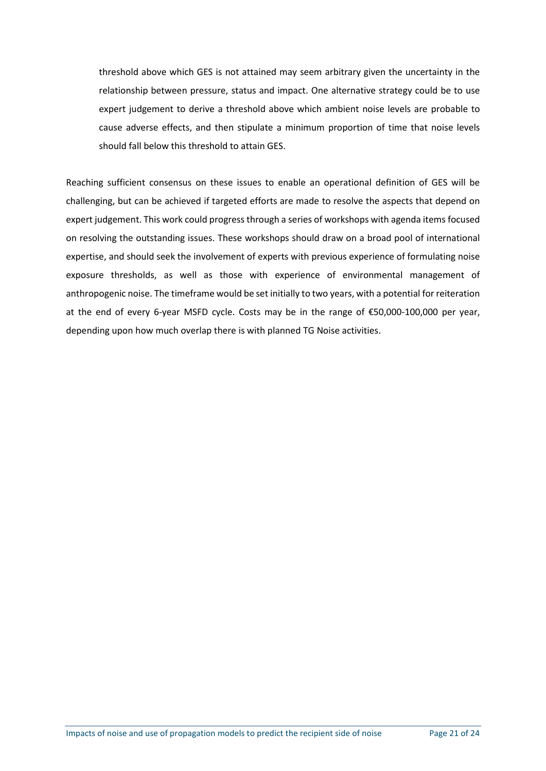threshold above which GES is not attained may seem arbitrary given the uncertainty in the relationship between pressure, status and impact. One alternative strategy could be to use expert judgement to derive a threshold above which ambient noise levels are probable to cause adverse effects, and then stipulate a minimum proportion of time that noise levels should fall below this threshold to attain GES.

Reaching sufficient consensus on these issues to enable an operational definition of GES will be challenging, but can be achieved if targeted efforts are made to resolve the aspects that depend on expert judgement. This work could progress through a series of workshops with agenda items focused on resolving the outstanding issues. These workshops should draw on a broad pool of international expertise, and should seek the involvement of experts with previous experience of formulating noise exposure thresholds, as well as those with experience of environmental management of anthropogenic noise. The timeframe would be set initially to two years, with a potential for reiteration at the end of every 6-year MSFD cycle. Costs may be in the range of €50,000-100,000 per year, depending upon how much overlap there is with planned TG Noise activities.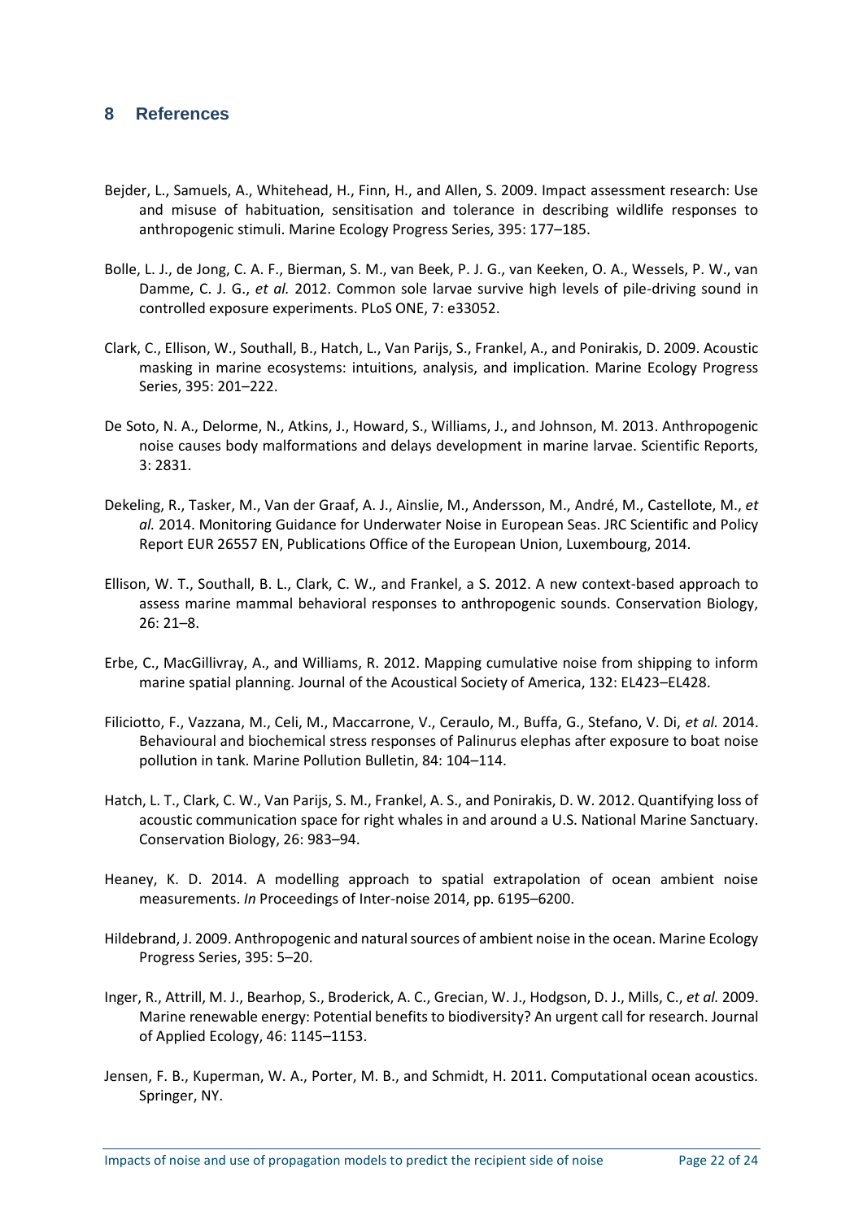## 8 References

Bejder, L., Samuels, A., Whitehead, H., Finn, H., and Allen, S. 2009. Impact assessment research: Use and misuse of habituation, sensitisation and tolerance in describing wildlife responses to anthropogenic stimuli. Marine Ecology Progress Series, 395: 177–185.

Bolle, L. J., de Jong, C. A. F., Bierman, S. M., van Beek, P. J. G., van Keeken, O. A., Wessels, P. W., van Damme, C. J. G., *et al.* 2012. Common sole larvae survive high levels of pile-driving sound in controlled exposure experiments. PLoS ONE, 7: e33052.

Clark, C., Ellison, W., Southall, B., Hatch, L., Van Parijs, S., Frankel, A., and Ponirakis, D. 2009. Acoustic masking in marine ecosystems: intuitions, analysis, and implication. Marine Ecology Progress Series, 395: 201–222.

De Soto, N. A., Delorme, N., Atkins, J., Howard, S., Williams, J., and Johnson, M. 2013. Anthropogenic noise causes body malformations and delays development in marine larvae. Scientific Reports, 3: 2831.

Dekeling, R., Tasker, M., Van der Graaf, A. J., Ainslie, M., Andersson, M., André, M., Castellote, M., *et al.* 2014. Monitoring Guidance for Underwater Noise in European Seas. JRC Scientific and Policy Report EUR 26557 EN, Publications Office of the European Union, Luxembourg, 2014.

Ellison, W. T., Southall, B. L., Clark, C. W., and Frankel, a S. 2012. A new context-based approach to assess marine mammal behavioral responses to anthropogenic sounds. Conservation Biology, 26: 21–8.

Erbe, C., MacGillivray, A., and Williams, R. 2012. Mapping cumulative noise from shipping to inform marine spatial planning. Journal of the Acoustical Society of America, 132: EL423–EL428.

Filiciotto, F., Vazzana, M., Celi, M., Maccarrone, V., Ceraulo, M., Buffa, G., Stefano, V. Di, *et al.* 2014. Behavioural and biochemical stress responses of Palinurus elephas after exposure to boat noise pollution in tank. Marine Pollution Bulletin, 84: 104–114.

Hatch, L. T., Clark, C. W., Van Parijs, S. M., Frankel, A. S., and Ponirakis, D. W. 2012. Quantifying loss of acoustic communication space for right whales in and around a U.S. National Marine Sanctuary. Conservation Biology, 26: 983–94.

Heaney, K. D. 2014. A modelling approach to spatial extrapolation of ocean ambient noise measurements. *In* Proceedings of Inter-noise 2014, pp. 6195–6200.

Hildebrand, J. 2009. Anthropogenic and natural sources of ambient noise in the ocean. Marine Ecology Progress Series, 395: 5–20.

Inger, R., Attrill, M. J., Bearhop, S., Broderick, A. C., Grecian, W. J., Hodgson, D. J., Mills, C., *et al.* 2009. Marine renewable energy: Potential benefits to biodiversity? An urgent call for research. Journal of Applied Ecology, 46: 1145–1153.

Jensen, F. B., Kuperman, W. A., Porter, M. B., and Schmidt, H. 2011. Computational ocean acoustics. Springer, NY.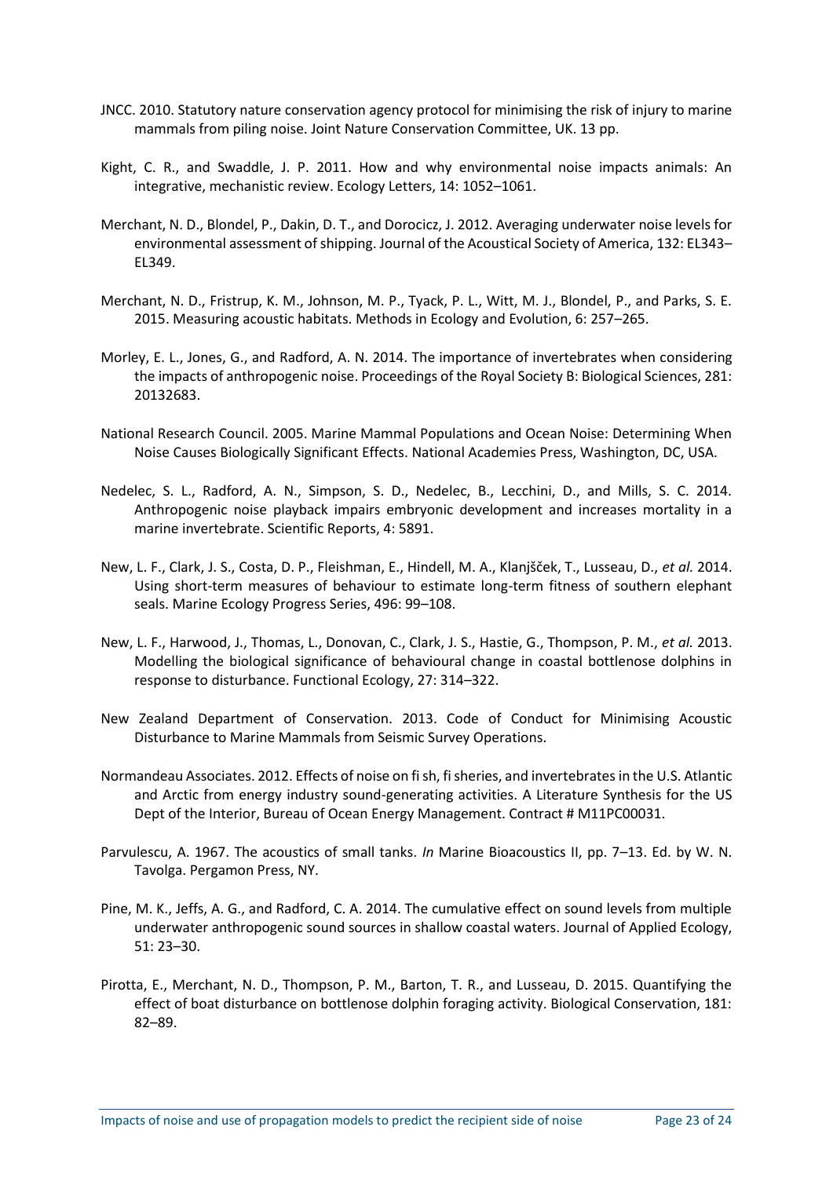JNCC. 2010. Statutory nature conservation agency protocol for minimising the risk of injury to marine mammals from piling noise. Joint Nature Conservation Committee, UK. 13 pp.

Kight, C. R., and Swaddle, J. P. 2011. How and why environmental noise impacts animals: An integrative, mechanistic review. Ecology Letters, 14: 1052–1061.

Merchant, N. D., Blondel, P., Dakin, D. T., and Dorocicz, J. 2012. Averaging underwater noise levels for environmental assessment of shipping. Journal of the Acoustical Society of America, 132: EL343–EL349.

Merchant, N. D., Fristrup, K. M., Johnson, M. P., Tyack, P. L., Witt, M. J., Blondel, P., and Parks, S. E. 2015. Measuring acoustic habitats. Methods in Ecology and Evolution, 6: 257–265.

Morley, E. L., Jones, G., and Radford, A. N. 2014. The importance of invertebrates when considering the impacts of anthropogenic noise. Proceedings of the Royal Society B: Biological Sciences, 281: 20132683.

National Research Council. 2005. Marine Mammal Populations and Ocean Noise: Determining When Noise Causes Biologically Significant Effects. National Academies Press, Washington, DC, USA.

Nedelec, S. L., Radford, A. N., Simpson, S. D., Nedelec, B., Lecchini, D., and Mills, S. C. 2014. Anthropogenic noise playback impairs embryonic development and increases mortality in a marine invertebrate. Scientific Reports, 4: 5891.

New, L. F., Clark, J. S., Costa, D. P., Fleishman, E., Hindell, M. A., Klanjšček, T., Lusseau, D., *et al.* 2014. Using short-term measures of behaviour to estimate long-term fitness of southern elephant seals. Marine Ecology Progress Series, 496: 99–108.

New, L. F., Harwood, J., Thomas, L., Donovan, C., Clark, J. S., Hastie, G., Thompson, P. M., *et al.* 2013. Modelling the biological significance of behavioural change in coastal bottlenose dolphins in response to disturbance. Functional Ecology, 27: 314–322.

New Zealand Department of Conservation. 2013. Code of Conduct for Minimising Acoustic Disturbance to Marine Mammals from Seismic Survey Operations.

Normandeau Associates. 2012. Effects of noise on fi sh, fi sheries, and invertebrates in the U.S. Atlantic and Arctic from energy industry sound-generating activities. A Literature Synthesis for the US Dept of the Interior, Bureau of Ocean Energy Management. Contract # M11PC00031.

Parvulescu, A. 1967. The acoustics of small tanks. *In* Marine Bioacoustics II, pp. 7–13. Ed. by W. N. Tavolga. Pergamon Press, NY.

Pine, M. K., Jeffs, A. G., and Radford, C. A. 2014. The cumulative effect on sound levels from multiple underwater anthropogenic sound sources in shallow coastal waters. Journal of Applied Ecology, 51: 23–30.

Pirotta, E., Merchant, N. D., Thompson, P. M., Barton, T. R., and Lusseau, D. 2015. Quantifying the effect of boat disturbance on bottlenose dolphin foraging activity. Biological Conservation, 181: 82–89.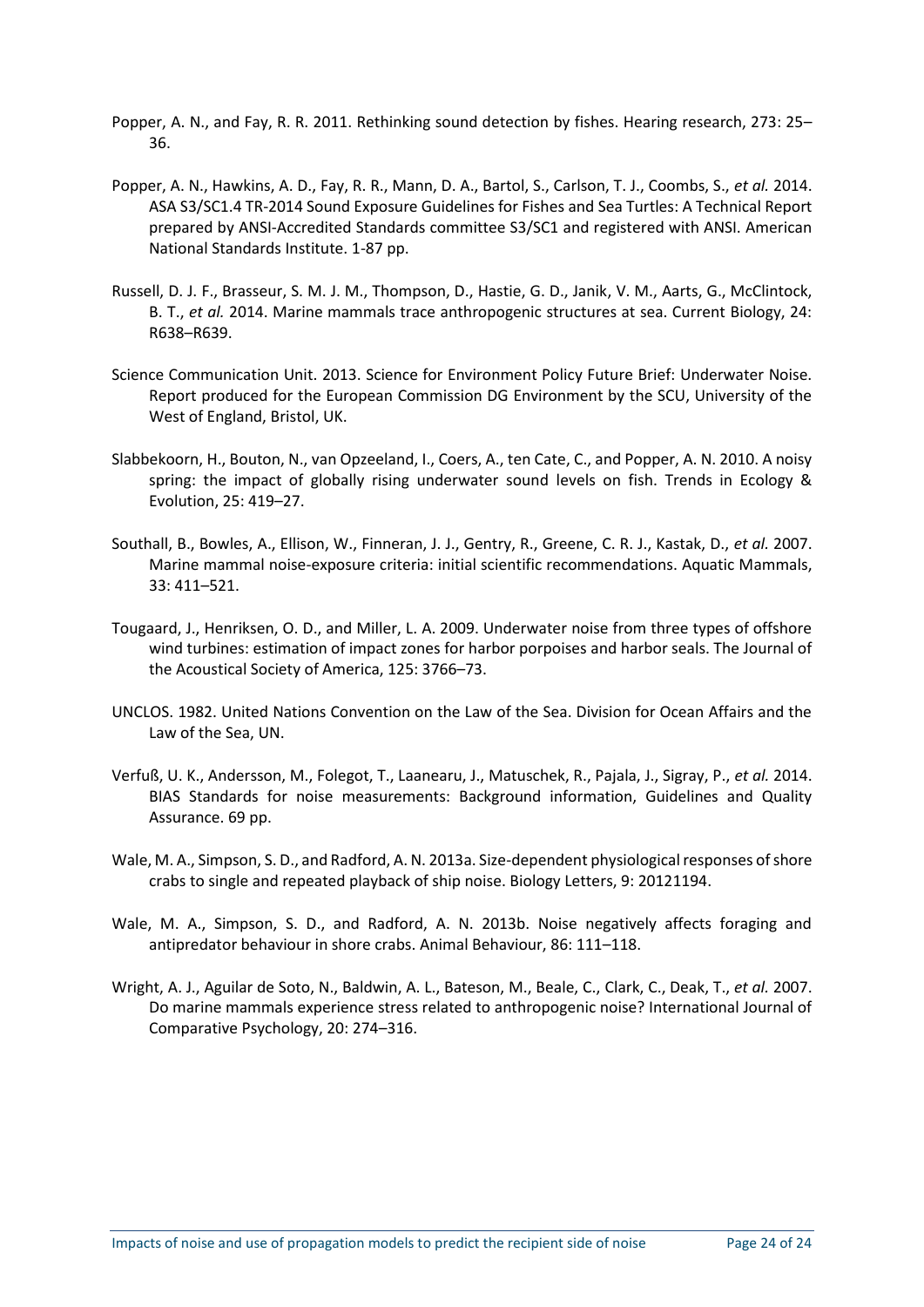Popper, A. N., and Fay, R. R. 2011. Rethinking sound detection by fishes. Hearing research, 273: 25–36.

Popper, A. N., Hawkins, A. D., Fay, R. R., Mann, D. A., Bartol, S., Carlson, T. J., Coombs, S., *et al.* 2014. ASA S3/SC1.4 TR-2014 Sound Exposure Guidelines for Fishes and Sea Turtles: A Technical Report prepared by ANSI-Accredited Standards committee S3/SC1 and registered with ANSI. American National Standards Institute. 1-87 pp.

Russell, D. J. F., Brasseur, S. M. J. M., Thompson, D., Hastie, G. D., Janik, V. M., Aarts, G., McClintock, B. T., *et al.* 2014. Marine mammals trace anthropogenic structures at sea. Current Biology, 24: R638–R639.

Science Communication Unit. 2013. Science for Environment Policy Future Brief: Underwater Noise. Report produced for the European Commission DG Environment by the SCU, University of the West of England, Bristol, UK.

Slabbekoorn, H., Bouton, N., van Opzeeland, I., Coers, A., ten Cate, C., and Popper, A. N. 2010. A noisy spring: the impact of globally rising underwater sound levels on fish. Trends in Ecology & Evolution, 25: 419–27.

Southall, B., Bowles, A., Ellison, W., Finneran, J. J., Gentry, R., Greene, C. R. J., Kastak, D., *et al.* 2007. Marine mammal noise-exposure criteria: initial scientific recommendations. Aquatic Mammals, 33: 411–521.

Tougaard, J., Henriksen, O. D., and Miller, L. A. 2009. Underwater noise from three types of offshore wind turbines: estimation of impact zones for harbor porpoises and harbor seals. The Journal of the Acoustical Society of America, 125: 3766–73.

UNCLOS. 1982. United Nations Convention on the Law of the Sea. Division for Ocean Affairs and the Law of the Sea, UN.

Verfuß, U. K., Andersson, M., Folegot, T., Laanearu, J., Matuschek, R., Pajala, J., Sigray, P., *et al.* 2014. BIAS Standards for noise measurements: Background information, Guidelines and Quality Assurance. 69 pp.

Wale, M. A., Simpson, S. D., and Radford, A. N. 2013a. Size-dependent physiological responses of shore crabs to single and repeated playback of ship noise. Biology Letters, 9: 20121194.

Wale, M. A., Simpson, S. D., and Radford, A. N. 2013b. Noise negatively affects foraging and antipredator behaviour in shore crabs. Animal Behaviour, 86: 111–118.

Wright, A. J., Aguilar de Soto, N., Baldwin, A. L., Bateson, M., Beale, C., Clark, C., Deak, T., *et al.* 2007. Do marine mammals experience stress related to anthropogenic noise? International Journal of Comparative Psychology, 20: 274–316.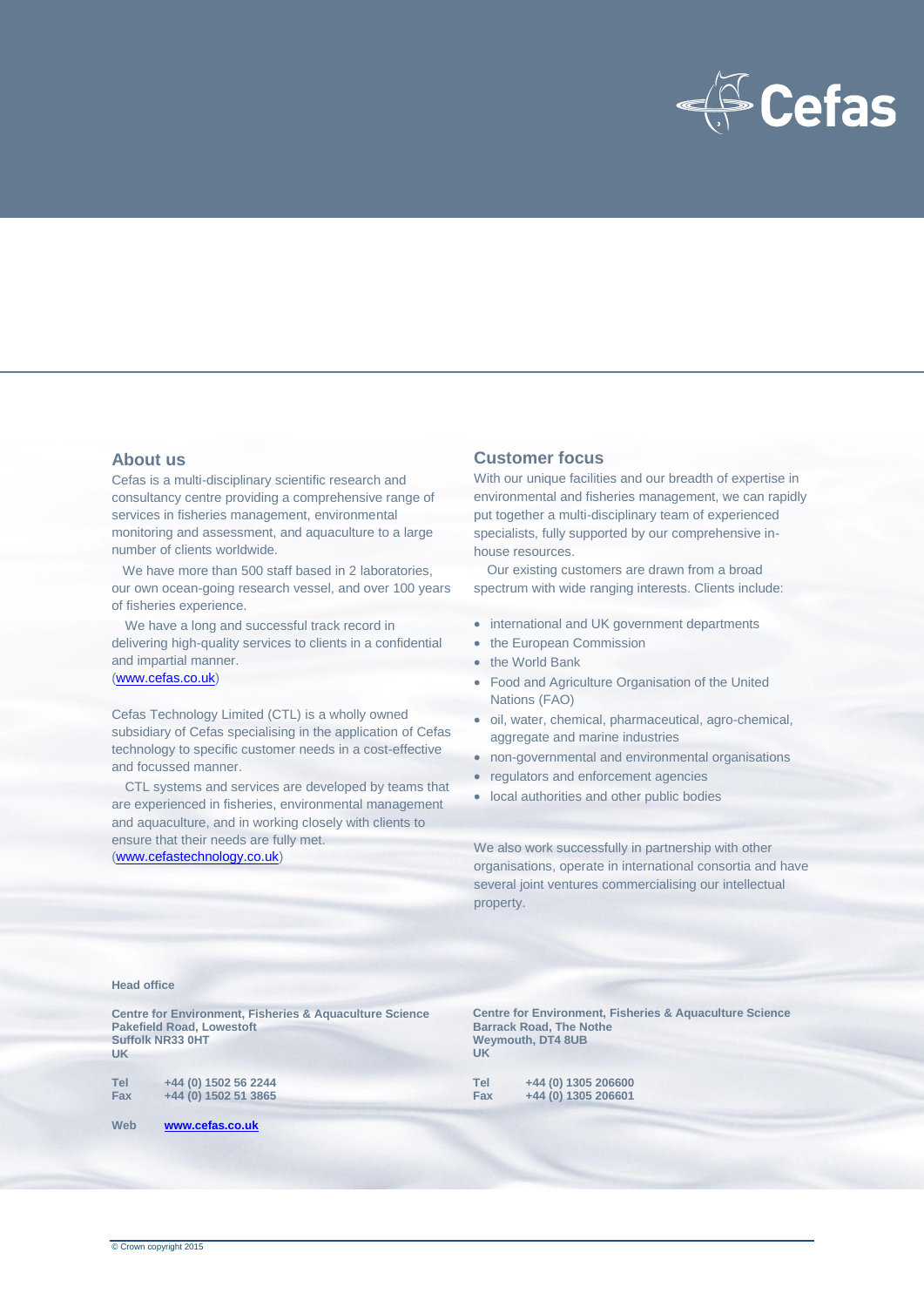Cefas

## About us

Cefas is a multi-disciplinary scientific research and consultancy centre providing a comprehensive range of services in fisheries management, environmental monitoring and assessment, and aquaculture to a large number of clients worldwide.

We have more than 500 staff based in 2 laboratories, our own ocean-going research vessel, and over 100 years of fisheries experience.

We have a long and successful track record in delivering high-quality services to clients in a confidential and impartial manner. (www.cefas.co.uk)

Cefas Technology Limited (CTL) is a wholly owned subsidiary of Cefas specialising in the application of Cefas technology to specific customer needs in a cost-effective and focussed manner.

CTL systems and services are developed by teams that are experienced in fisheries, environmental management and aquaculture, and in working closely with clients to ensure that their needs are fully met. (www.cefastechnology.co.uk)

## Customer focus

With our unique facilities and our breadth of expertise in environmental and fisheries management, we can rapidly put together a multi-disciplinary team of experienced specialists, fully supported by our comprehensive in-house resources.

Our existing customers are drawn from a broad spectrum with wide ranging interests. Clients include:

- international and UK government departments
- the European Commission
- the World Bank
- Food and Agriculture Organisation of the United Nations (FAO)
- oil, water, chemical, pharmaceutical, agro-chemical, aggregate and marine industries
- non-governmental and environmental organisations
- regulators and enforcement agencies
- local authorities and other public bodies

We also work successfully in partnership with other organisations, operate in international consortia and have several joint ventures commercialising our intellectual property.

**Head office**

**Centre for Environment, Fisheries & Aquaculture Science**
**Pakefield Road, Lowestoft**
**Suffolk NR33 0HT**
**UK**

**Tel** **+44 (0) 1502 56 2244**
**Fax** **+44 (0) 1502 51 3865**

**Web** **www.cefas.co.uk**

**Centre for Environment, Fisheries & Aquaculture Science**
**Barrack Road, The Nothe**
**Weymouth, DT4 8UB**
**UK**

**Tel** **+44 (0) 1305 206600**
**Fax** **+44 (0) 1305 206601**

© Crown copyright 2015